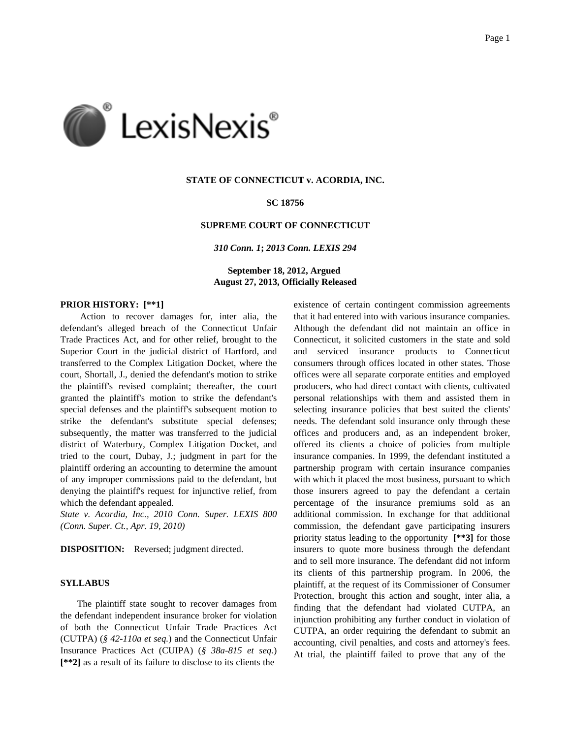**STATE OF CONNECTICUT v. ACORDIA, INC.**

**SC 18756**

**SUPREME COURT OF CONNECTICUT**

*310 Conn. 1*; *2013 Conn. LEXIS 294*

**September 18, 2012, Argued**
**August 27, 2013, Officially Released**

**PRIOR HISTORY: [**1]**

Action to recover damages for, inter alia, the defendant's alleged breach of the Connecticut Unfair Trade Practices Act, and for other relief, brought to the Superior Court in the judicial district of Hartford, and transferred to the Complex Litigation Docket, where the court, Shortall, J., denied the defendant's motion to strike the plaintiff's revised complaint; thereafter, the court granted the plaintiff's motion to strike the defendant's special defenses and the plaintiff's subsequent motion to strike the defendant's substitute special defenses; subsequently, the matter was transferred to the judicial district of Waterbury, Complex Litigation Docket, and tried to the court, Dubay, J.; judgment in part for the plaintiff ordering an accounting to determine the amount of any improper commissions paid to the defendant, but denying the plaintiff's request for injunctive relief, from which the defendant appealed.
*State v. Acordia, Inc., 2010 Conn. Super. LEXIS 800 (Conn. Super. Ct., Apr. 19, 2010)*

**DISPOSITION:** Reversed; judgment directed.

**SYLLABUS**

The plaintiff state sought to recover damages from the defendant independent insurance broker for violation of both the Connecticut Unfair Trade Practices Act (CUTPA) (*§ 42-110a et seq.*) and the Connecticut Unfair Insurance Practices Act (CUIPA) (*§ 38a-815 et seq.*) **[**2]** as a result of its failure to disclose to its clients the existence of certain contingent commission agreements that it had entered into with various insurance companies. Although the defendant did not maintain an office in Connecticut, it solicited customers in the state and sold and serviced insurance products to Connecticut consumers through offices located in other states. Those offices were all separate corporate entities and employed producers, who had direct contact with clients, cultivated personal relationships with them and assisted them in selecting insurance policies that best suited the clients' needs. The defendant sold insurance only through these offices and producers and, as an independent broker, offered its clients a choice of policies from multiple insurance companies. In 1999, the defendant instituted a partnership program with certain insurance companies with which it placed the most business, pursuant to which those insurers agreed to pay the defendant a certain percentage of the insurance premiums sold as an additional commission. In exchange for that additional commission, the defendant gave participating insurers priority status leading to the opportunity **[**3]** for those insurers to quote more business through the defendant and to sell more insurance. The defendant did not inform its clients of this partnership program. In 2006, the plaintiff, at the request of its Commissioner of Consumer Protection, brought this action and sought, inter alia, a finding that the defendant had violated CUTPA, an injunction prohibiting any further conduct in violation of CUTPA, an order requiring the defendant to submit an accounting, civil penalties, and costs and attorney's fees. At trial, the plaintiff failed to prove that any of the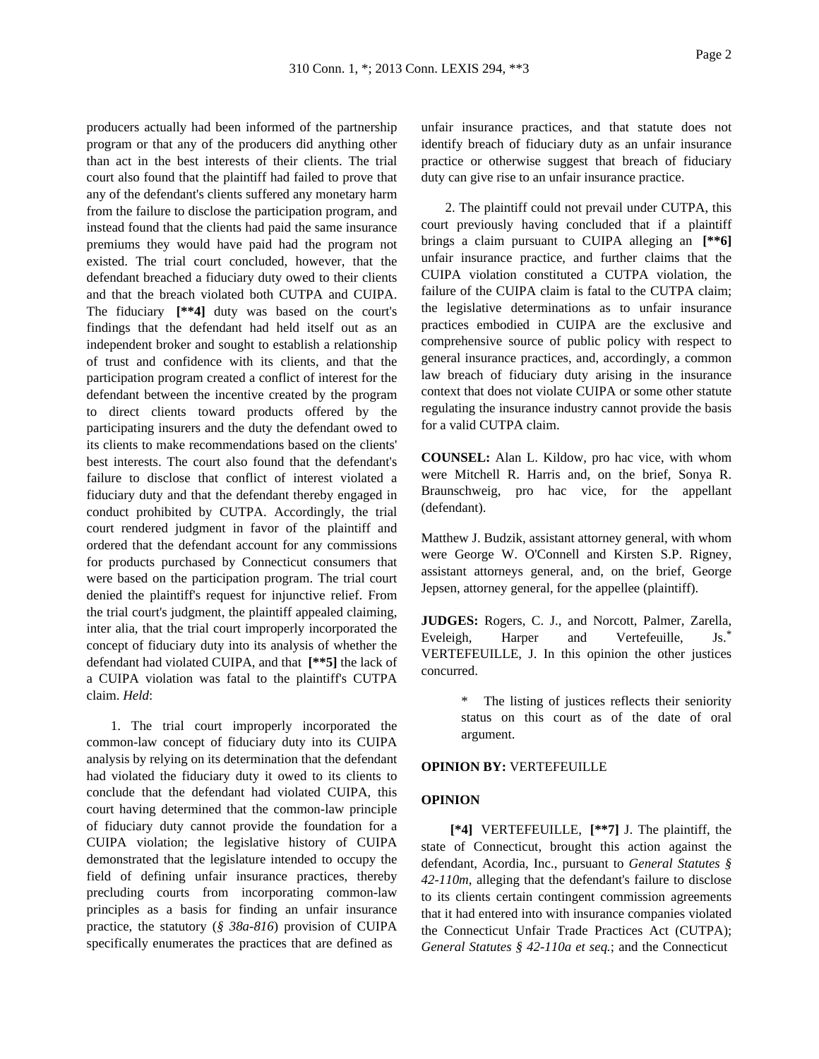producers actually had been informed of the partnership program or that any of the producers did anything other than act in the best interests of their clients. The trial court also found that the plaintiff had failed to prove that any of the defendant's clients suffered any monetary harm from the failure to disclose the participation program, and instead found that the clients had paid the same insurance premiums they would have paid had the program not existed. The trial court concluded, however, that the defendant breached a fiduciary duty owed to their clients and that the breach violated both CUTPA and CUIPA. The fiduciary **[**4]** duty was based on the court's findings that the defendant had held itself out as an independent broker and sought to establish a relationship of trust and confidence with its clients, and that the participation program created a conflict of interest for the defendant between the incentive created by the program to direct clients toward products offered by the participating insurers and the duty the defendant owed to its clients to make recommendations based on the clients' best interests. The court also found that the defendant's failure to disclose that conflict of interest violated a fiduciary duty and that the defendant thereby engaged in conduct prohibited by CUTPA. Accordingly, the trial court rendered judgment in favor of the plaintiff and ordered that the defendant account for any commissions for products purchased by Connecticut consumers that were based on the participation program. The trial court denied the plaintiff's request for injunctive relief. From the trial court's judgment, the plaintiff appealed claiming, inter alia, that the trial court improperly incorporated the concept of fiduciary duty into its analysis of whether the defendant had violated CUIPA, and that **[**5]** the lack of a CUIPA violation was fatal to the plaintiff's CUTPA claim. *Held*:

1. The trial court improperly incorporated the common-law concept of fiduciary duty into its CUIPA analysis by relying on its determination that the defendant had violated the fiduciary duty it owed to its clients to conclude that the defendant had violated CUIPA, this court having determined that the common-law principle of fiduciary duty cannot provide the foundation for a CUIPA violation; the legislative history of CUIPA demonstrated that the legislature intended to occupy the field of defining unfair insurance practices, thereby precluding courts from incorporating common-law principles as a basis for finding an unfair insurance practice, the statutory (*§ 38a-816*) provision of CUIPA specifically enumerates the practices that are defined as unfair insurance practices, and that statute does not identify breach of fiduciary duty as an unfair insurance practice or otherwise suggest that breach of fiduciary duty can give rise to an unfair insurance practice.

2. The plaintiff could not prevail under CUTPA, this court previously having concluded that if a plaintiff brings a claim pursuant to CUIPA alleging an **[**6]** unfair insurance practice, and further claims that the CUIPA violation constituted a CUTPA violation, the failure of the CUIPA claim is fatal to the CUTPA claim; the legislative determinations as to unfair insurance practices embodied in CUIPA are the exclusive and comprehensive source of public policy with respect to general insurance practices, and, accordingly, a common law breach of fiduciary duty arising in the insurance context that does not violate CUIPA or some other statute regulating the insurance industry cannot provide the basis for a valid CUTPA claim.

**COUNSEL:** Alan L. Kildow, pro hac vice, with whom were Mitchell R. Harris and, on the brief, Sonya R. Braunschweig, pro hac vice, for the appellant (defendant).

Matthew J. Budzik, assistant attorney general, with whom were George W. O'Connell and Kirsten S.P. Rigney, assistant attorneys general, and, on the brief, George Jepsen, attorney general, for the appellee (plaintiff).

**JUDGES:** Rogers, C. J., and Norcott, Palmer, Zarella, Eveleigh, Harper and Vertefeuille, Js.* VERTEFEUILLE, J. In this opinion the other justices concurred.

> * The listing of justices reflects their seniority status on this court as of the date of oral argument.

**OPINION BY:** VERTEFEUILLE

**OPINION**

**[*4]** VERTEFEUILLE, **[**7]** J. The plaintiff, the state of Connecticut, brought this action against the defendant, Acordia, Inc., pursuant to *General Statutes § 42-110m*, alleging that the defendant's failure to disclose to its clients certain contingent commission agreements that it had entered into with insurance companies violated the Connecticut Unfair Trade Practices Act (CUTPA); *General Statutes § 42-110a et seq.*; and the Connecticut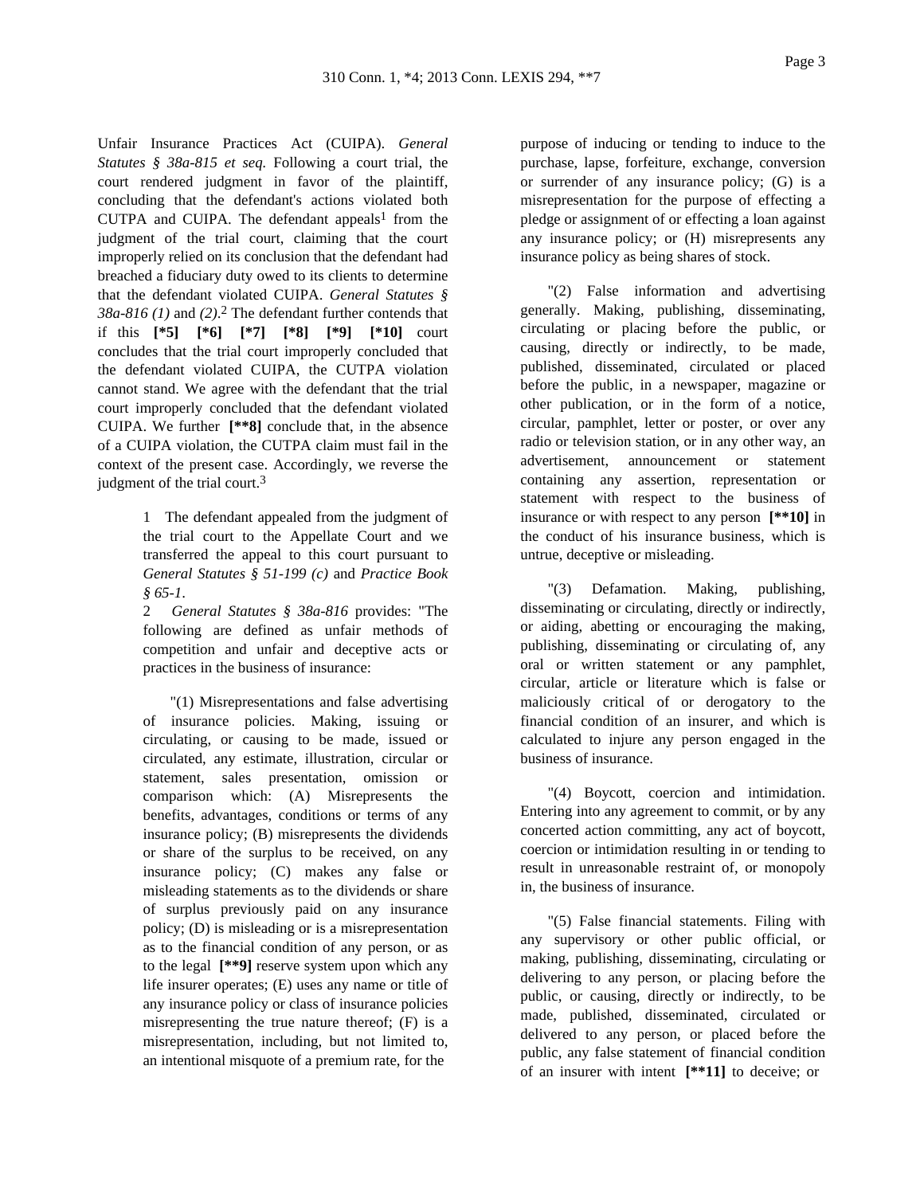Unfair Insurance Practices Act (CUIPA). *General Statutes § 38a-815 et seq.* Following a court trial, the court rendered judgment in favor of the plaintiff, concluding that the defendant's actions violated both CUTPA and CUIPA. The defendant appeals[1] from the judgment of the trial court, claiming that the court improperly relied on its conclusion that the defendant had breached a fiduciary duty owed to its clients to determine that the defendant violated CUIPA. *General Statutes § 38a-816 (1)* and *(2)*.[2] The defendant further contends that if this **[*5] [*6] [*7] [*8] [*9] [*10]** court concludes that the trial court improperly concluded that the defendant violated CUIPA, the CUTPA violation cannot stand. We agree with the defendant that the trial court improperly concluded that the defendant violated CUIPA. We further **[**8]** conclude that, in the absence of a CUIPA violation, the CUTPA claim must fail in the context of the present case. Accordingly, we reverse the judgment of the trial court.[3]

> 1 The defendant appealed from the judgment of the trial court to the Appellate Court and we transferred the appeal to this court pursuant to *General Statutes § 51-199 (c)* and *Practice Book § 65-1*.
>
> 2 *General Statutes § 38a-816* provides: "The following are defined as unfair methods of competition and unfair and deceptive acts or practices in the business of insurance:
>
> "(1) Misrepresentations and false advertising of insurance policies. Making, issuing or circulating, or causing to be made, issued or circulated, any estimate, illustration, circular or statement, sales presentation, omission or comparison which: (A) Misrepresents the benefits, advantages, conditions or terms of any insurance policy; (B) misrepresents the dividends or share of the surplus to be received, on any insurance policy; (C) makes any false or misleading statements as to the dividends or share of surplus previously paid on any insurance policy; (D) is misleading or is a misrepresentation as to the financial condition of any person, or as to the legal **[**9]** reserve system upon which any life insurer operates; (E) uses any name or title of any insurance policy or class of insurance policies misrepresenting the true nature thereof; (F) is a misrepresentation, including, but not limited to, an intentional misquote of a premium rate, for the purpose of inducing or tending to induce to the purchase, lapse, forfeiture, exchange, conversion or surrender of any insurance policy; (G) is a misrepresentation for the purpose of effecting a pledge or assignment of or effecting a loan against any insurance policy; or (H) misrepresents any insurance policy as being shares of stock.
>
> "(2) False information and advertising generally. Making, publishing, disseminating, circulating or placing before the public, or causing, directly or indirectly, to be made, published, disseminated, circulated or placed before the public, in a newspaper, magazine or other publication, or in the form of a notice, circular, pamphlet, letter or poster, or over any radio or television station, or in any other way, an advertisement, announcement or statement containing any assertion, representation or statement with respect to the business of insurance or with respect to any person **[**10]** in the conduct of his insurance business, which is untrue, deceptive or misleading.
>
> "(3) Defamation. Making, publishing, disseminating or circulating, directly or indirectly, or aiding, abetting or encouraging the making, publishing, disseminating or circulating of, any oral or written statement or any pamphlet, circular, article or literature which is false or maliciously critical of or derogatory to the financial condition of an insurer, and which is calculated to injure any person engaged in the business of insurance.
>
> "(4) Boycott, coercion and intimidation. Entering into any agreement to commit, or by any concerted action committing, any act of boycott, coercion or intimidation resulting in or tending to result in unreasonable restraint of, or monopoly in, the business of insurance.
>
> "(5) False financial statements. Filing with any supervisory or other public official, or making, publishing, disseminating, circulating or delivering to any person, or placing before the public, or causing, directly or indirectly, to be made, published, disseminated, circulated or delivered to any person, or placed before the public, any false statement of financial condition of an insurer with intent **[**11]** to deceive; or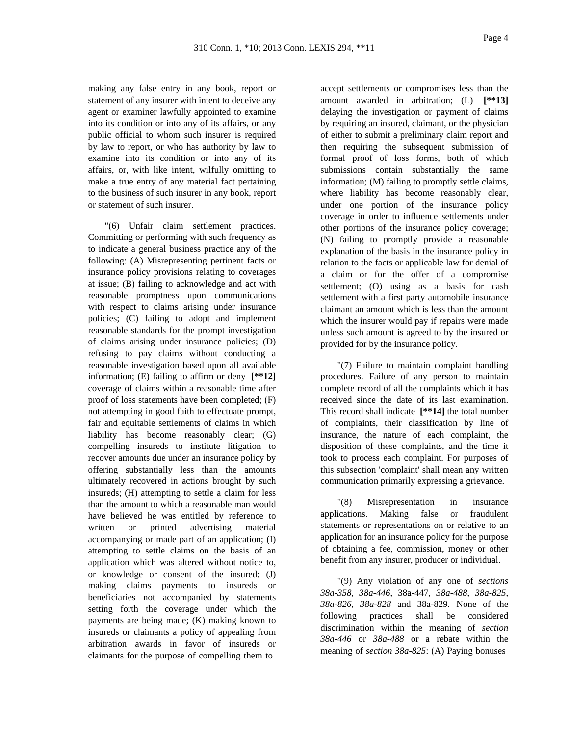making any false entry in any book, report or statement of any insurer with intent to deceive any agent or examiner lawfully appointed to examine into its condition or into any of its affairs, or any public official to whom such insurer is required by law to report, or who has authority by law to examine into its condition or into any of its affairs, or, with like intent, wilfully omitting to make a true entry of any material fact pertaining to the business of such insurer in any book, report or statement of such insurer.

"(6) Unfair claim settlement practices. Committing or performing with such frequency as to indicate a general business practice any of the following: (A) Misrepresenting pertinent facts or insurance policy provisions relating to coverages at issue; (B) failing to acknowledge and act with reasonable promptness upon communications with respect to claims arising under insurance policies; (C) failing to adopt and implement reasonable standards for the prompt investigation of claims arising under insurance policies; (D) refusing to pay claims without conducting a reasonable investigation based upon all available information; (E) failing to affirm or deny **[**12]** coverage of claims within a reasonable time after proof of loss statements have been completed; (F) not attempting in good faith to effectuate prompt, fair and equitable settlements of claims in which liability has become reasonably clear; (G) compelling insureds to institute litigation to recover amounts due under an insurance policy by offering substantially less than the amounts ultimately recovered in actions brought by such insureds; (H) attempting to settle a claim for less than the amount to which a reasonable man would have believed he was entitled by reference to written or printed advertising material accompanying or made part of an application; (I) attempting to settle claims on the basis of an application which was altered without notice to, or knowledge or consent of the insured; (J) making claims payments to insureds or beneficiaries not accompanied by statements setting forth the coverage under which the payments are being made; (K) making known to insureds or claimants a policy of appealing from arbitration awards in favor of insureds or claimants for the purpose of compelling them to accept settlements or compromises less than the amount awarded in arbitration; (L) **[**13]** delaying the investigation or payment of claims by requiring an insured, claimant, or the physician of either to submit a preliminary claim report and then requiring the subsequent submission of formal proof of loss forms, both of which submissions contain substantially the same information; (M) failing to promptly settle claims, where liability has become reasonably clear, under one portion of the insurance policy coverage in order to influence settlements under other portions of the insurance policy coverage; (N) failing to promptly provide a reasonable explanation of the basis in the insurance policy in relation to the facts or applicable law for denial of a claim or for the offer of a compromise settlement; (O) using as a basis for cash settlement with a first party automobile insurance claimant an amount which is less than the amount which the insurer would pay if repairs were made unless such amount is agreed to by the insured or provided for by the insurance policy.

"(7) Failure to maintain complaint handling procedures. Failure of any person to maintain complete record of all the complaints which it has received since the date of its last examination. This record shall indicate **[**14]** the total number of complaints, their classification by line of insurance, the nature of each complaint, the disposition of these complaints, and the time it took to process each complaint. For purposes of this subsection 'complaint' shall mean any written communication primarily expressing a grievance.

"(8) Misrepresentation in insurance applications. Making false or fraudulent statements or representations on or relative to an application for an insurance policy for the purpose of obtaining a fee, commission, money or other benefit from any insurer, producer or individual.

"(9) Any violation of any one of *sections 38a-358*, *38a-446*, 38a-447, *38a-488*, *38a-825*, *38a-826*, *38a-828* and 38a-829. None of the following practices shall be considered discrimination within the meaning of *section 38a-446* or *38a-488* or a rebate within the meaning of *section 38a-825*: (A) Paying bonuses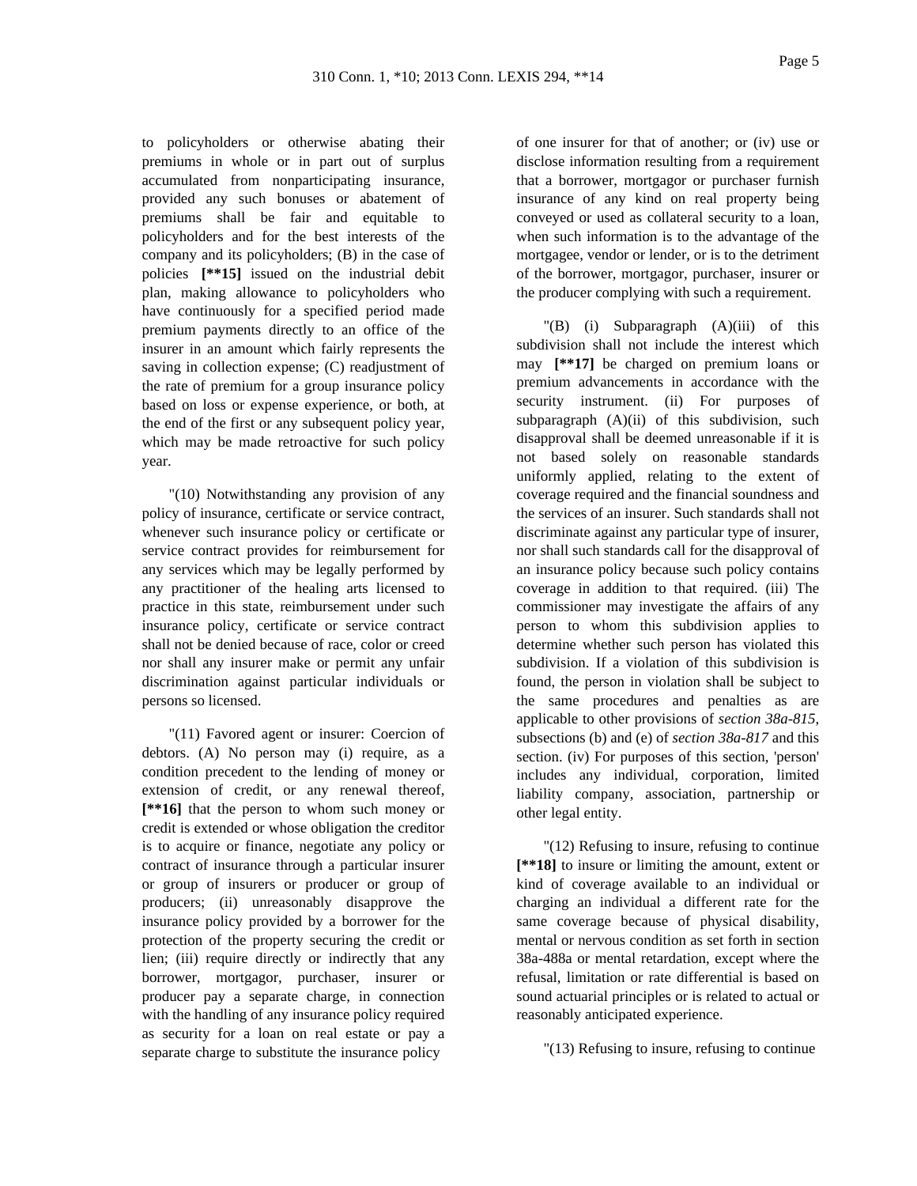to policyholders or otherwise abating their premiums in whole or in part out of surplus accumulated from nonparticipating insurance, provided any such bonuses or abatement of premiums shall be fair and equitable to policyholders and for the best interests of the company and its policyholders; (B) in the case of policies **[**15]** issued on the industrial debit plan, making allowance to policyholders who have continuously for a specified period made premium payments directly to an office of the insurer in an amount which fairly represents the saving in collection expense; (C) readjustment of the rate of premium for a group insurance policy based on loss or expense experience, or both, at the end of the first or any subsequent policy year, which may be made retroactive for such policy year.

"(10) Notwithstanding any provision of any policy of insurance, certificate or service contract, whenever such insurance policy or certificate or service contract provides for reimbursement for any services which may be legally performed by any practitioner of the healing arts licensed to practice in this state, reimbursement under such insurance policy, certificate or service contract shall not be denied because of race, color or creed nor shall any insurer make or permit any unfair discrimination against particular individuals or persons so licensed.

"(11) Favored agent or insurer: Coercion of debtors. (A) No person may (i) require, as a condition precedent to the lending of money or extension of credit, or any renewal thereof, **[**16]** that the person to whom such money or credit is extended or whose obligation the creditor is to acquire or finance, negotiate any policy or contract of insurance through a particular insurer or group of insurers or producer or group of producers; (ii) unreasonably disapprove the insurance policy provided by a borrower for the protection of the property securing the credit or lien; (iii) require directly or indirectly that any borrower, mortgagor, purchaser, insurer or producer pay a separate charge, in connection with the handling of any insurance policy required as security for a loan on real estate or pay a separate charge to substitute the insurance policy of one insurer for that of another; or (iv) use or disclose information resulting from a requirement that a borrower, mortgagor or purchaser furnish insurance of any kind on real property being conveyed or used as collateral security to a loan, when such information is to the advantage of the mortgagee, vendor or lender, or is to the detriment of the borrower, mortgagor, purchaser, insurer or the producer complying with such a requirement.

"(B) (i) Subparagraph (A)(iii) of this subdivision shall not include the interest which may **[**17]** be charged on premium loans or premium advancements in accordance with the security instrument. (ii) For purposes of subparagraph (A)(ii) of this subdivision, such disapproval shall be deemed unreasonable if it is not based solely on reasonable standards uniformly applied, relating to the extent of coverage required and the financial soundness and the services of an insurer. Such standards shall not discriminate against any particular type of insurer, nor shall such standards call for the disapproval of an insurance policy because such policy contains coverage in addition to that required. (iii) The commissioner may investigate the affairs of any person to whom this subdivision applies to determine whether such person has violated this subdivision. If a violation of this subdivision is found, the person in violation shall be subject to the same procedures and penalties as are applicable to other provisions of *section 38a-815*, subsections (b) and (e) of *section 38a-817* and this section. (iv) For purposes of this section, 'person' includes any individual, corporation, limited liability company, association, partnership or other legal entity.

"(12) Refusing to insure, refusing to continue **[**18]** to insure or limiting the amount, extent or kind of coverage available to an individual or charging an individual a different rate for the same coverage because of physical disability, mental or nervous condition as set forth in section 38a-488a or mental retardation, except where the refusal, limitation or rate differential is based on sound actuarial principles or is related to actual or reasonably anticipated experience.

"(13) Refusing to insure, refusing to continue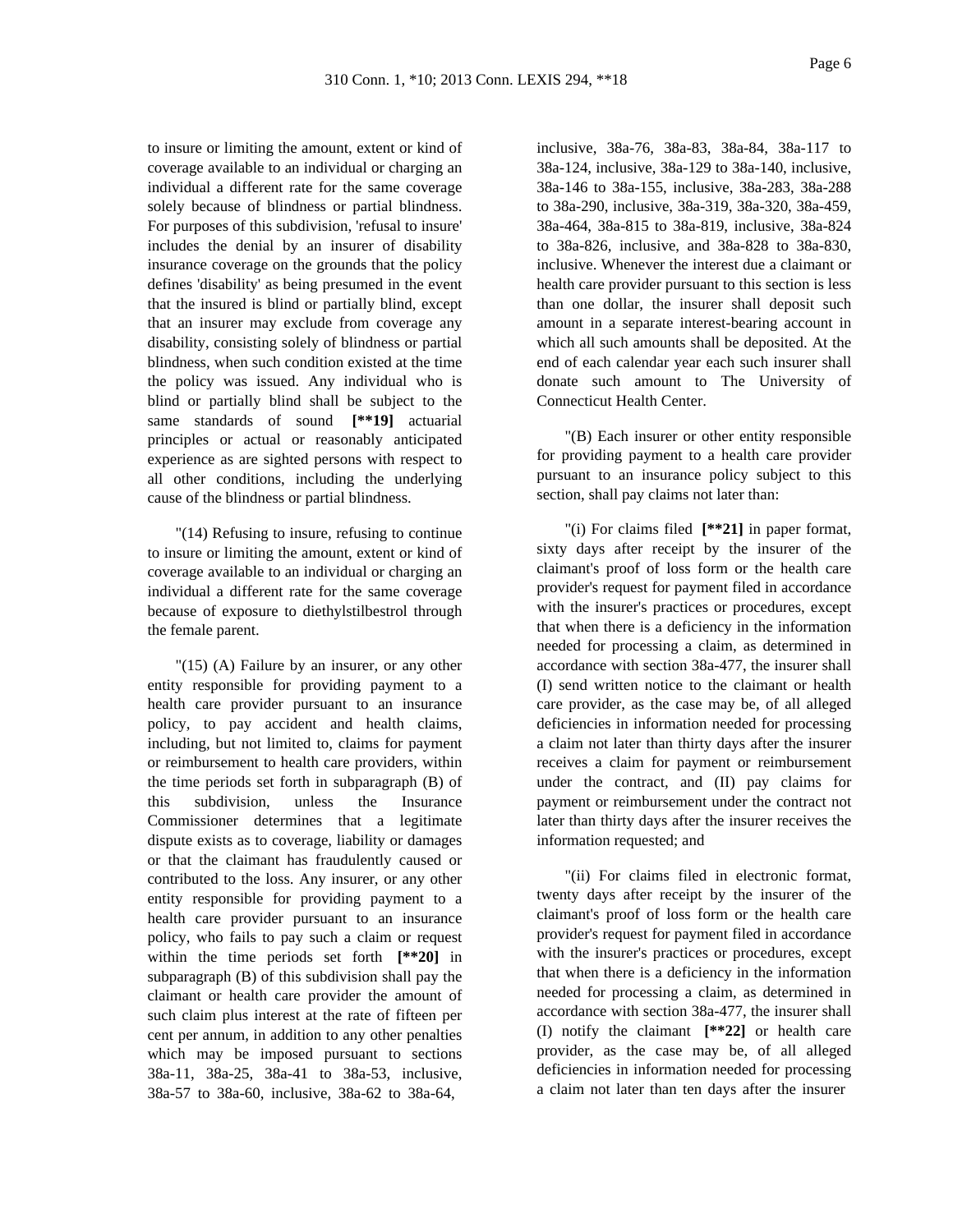to insure or limiting the amount, extent or kind of coverage available to an individual or charging an individual a different rate for the same coverage solely because of blindness or partial blindness. For purposes of this subdivision, 'refusal to insure' includes the denial by an insurer of disability insurance coverage on the grounds that the policy defines 'disability' as being presumed in the event that the insured is blind or partially blind, except that an insurer may exclude from coverage any disability, consisting solely of blindness or partial blindness, when such condition existed at the time the policy was issued. Any individual who is blind or partially blind shall be subject to the same standards of sound **[**19]** actuarial principles or actual or reasonably anticipated experience as are sighted persons with respect to all other conditions, including the underlying cause of the blindness or partial blindness.

"(14) Refusing to insure, refusing to continue to insure or limiting the amount, extent or kind of coverage available to an individual or charging an individual a different rate for the same coverage because of exposure to diethylstilbestrol through the female parent.

"(15) (A) Failure by an insurer, or any other entity responsible for providing payment to a health care provider pursuant to an insurance policy, to pay accident and health claims, including, but not limited to, claims for payment or reimbursement to health care providers, within the time periods set forth in subparagraph (B) of this subdivision, unless the Insurance Commissioner determines that a legitimate dispute exists as to coverage, liability or damages or that the claimant has fraudulently caused or contributed to the loss. Any insurer, or any other entity responsible for providing payment to a health care provider pursuant to an insurance policy, who fails to pay such a claim or request within the time periods set forth **[**20]** in subparagraph (B) of this subdivision shall pay the claimant or health care provider the amount of such claim plus interest at the rate of fifteen per cent per annum, in addition to any other penalties which may be imposed pursuant to sections 38a-11, 38a-25, 38a-41 to 38a-53, inclusive, 38a-57 to 38a-60, inclusive, 38a-62 to 38a-64, inclusive, 38a-76, 38a-83, 38a-84, 38a-117 to 38a-124, inclusive, 38a-129 to 38a-140, inclusive, 38a-146 to 38a-155, inclusive, 38a-283, 38a-288 to 38a-290, inclusive, 38a-319, 38a-320, 38a-459, 38a-464, 38a-815 to 38a-819, inclusive, 38a-824 to 38a-826, inclusive, and 38a-828 to 38a-830, inclusive. Whenever the interest due a claimant or health care provider pursuant to this section is less than one dollar, the insurer shall deposit such amount in a separate interest-bearing account in which all such amounts shall be deposited. At the end of each calendar year each such insurer shall donate such amount to The University of Connecticut Health Center.

"(B) Each insurer or other entity responsible for providing payment to a health care provider pursuant to an insurance policy subject to this section, shall pay claims not later than:

"(i) For claims filed **[**21]** in paper format, sixty days after receipt by the insurer of the claimant's proof of loss form or the health care provider's request for payment filed in accordance with the insurer's practices or procedures, except that when there is a deficiency in the information needed for processing a claim, as determined in accordance with section 38a-477, the insurer shall (I) send written notice to the claimant or health care provider, as the case may be, of all alleged deficiencies in information needed for processing a claim not later than thirty days after the insurer receives a claim for payment or reimbursement under the contract, and (II) pay claims for payment or reimbursement under the contract not later than thirty days after the insurer receives the information requested; and

"(ii) For claims filed in electronic format, twenty days after receipt by the insurer of the claimant's proof of loss form or the health care provider's request for payment filed in accordance with the insurer's practices or procedures, except that when there is a deficiency in the information needed for processing a claim, as determined in accordance with section 38a-477, the insurer shall (I) notify the claimant **[**22]** or health care provider, as the case may be, of all alleged deficiencies in information needed for processing a claim not later than ten days after the insurer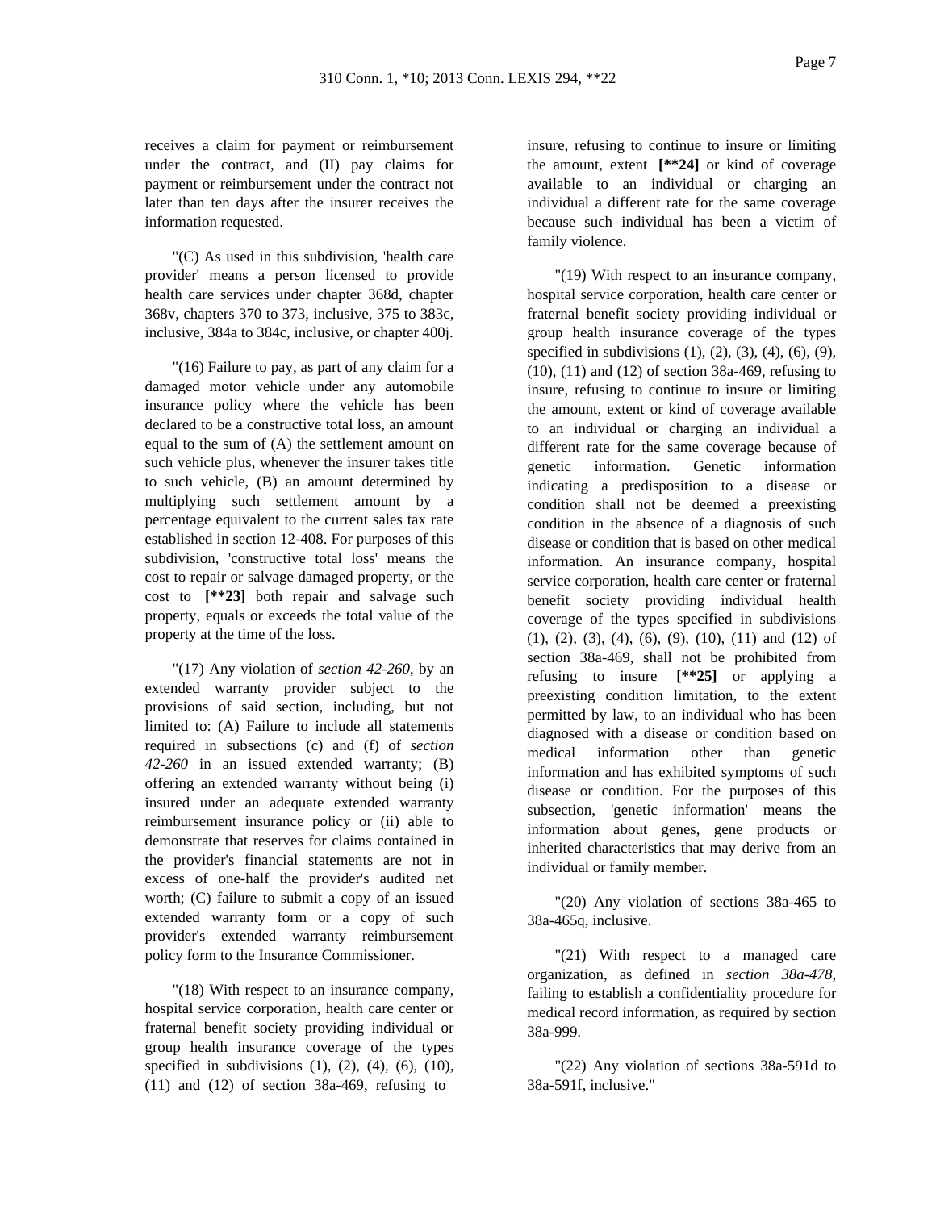receives a claim for payment or reimbursement under the contract, and (II) pay claims for payment or reimbursement under the contract not later than ten days after the insurer receives the information requested.

"(C) As used in this subdivision, 'health care provider' means a person licensed to provide health care services under chapter 368d, chapter 368v, chapters 370 to 373, inclusive, 375 to 383c, inclusive, 384a to 384c, inclusive, or chapter 400j.

"(16) Failure to pay, as part of any claim for a damaged motor vehicle under any automobile insurance policy where the vehicle has been declared to be a constructive total loss, an amount equal to the sum of (A) the settlement amount on such vehicle plus, whenever the insurer takes title to such vehicle, (B) an amount determined by multiplying such settlement amount by a percentage equivalent to the current sales tax rate established in section 12-408. For purposes of this subdivision, 'constructive total loss' means the cost to repair or salvage damaged property, or the cost to **[**23]** both repair and salvage such property, equals or exceeds the total value of the property at the time of the loss.

"(17) Any violation of *section 42-260*, by an extended warranty provider subject to the provisions of said section, including, but not limited to: (A) Failure to include all statements required in subsections (c) and (f) of *section 42-260* in an issued extended warranty; (B) offering an extended warranty without being (i) insured under an adequate extended warranty reimbursement insurance policy or (ii) able to demonstrate that reserves for claims contained in the provider's financial statements are not in excess of one-half the provider's audited net worth; (C) failure to submit a copy of an issued extended warranty form or a copy of such provider's extended warranty reimbursement policy form to the Insurance Commissioner.

"(18) With respect to an insurance company, hospital service corporation, health care center or fraternal benefit society providing individual or group health insurance coverage of the types specified in subdivisions (1), (2), (4), (6), (10), (11) and (12) of section 38a-469, refusing to insure, refusing to continue to insure or limiting the amount, extent **[**24]** or kind of coverage available to an individual or charging an individual a different rate for the same coverage because such individual has been a victim of family violence.

"(19) With respect to an insurance company, hospital service corporation, health care center or fraternal benefit society providing individual or group health insurance coverage of the types specified in subdivisions (1), (2), (3), (4), (6), (9), (10), (11) and (12) of section 38a-469, refusing to insure, refusing to continue to insure or limiting the amount, extent or kind of coverage available to an individual or charging an individual a different rate for the same coverage because of genetic information. Genetic information indicating a predisposition to a disease or condition shall not be deemed a preexisting condition in the absence of a diagnosis of such disease or condition that is based on other medical information. An insurance company, hospital service corporation, health care center or fraternal benefit society providing individual health coverage of the types specified in subdivisions (1), (2), (3), (4), (6), (9), (10), (11) and (12) of section 38a-469, shall not be prohibited from refusing to insure **[**25]** or applying a preexisting condition limitation, to the extent permitted by law, to an individual who has been diagnosed with a disease or condition based on medical information other than genetic information and has exhibited symptoms of such disease or condition. For the purposes of this subsection, 'genetic information' means the information about genes, gene products or inherited characteristics that may derive from an individual or family member.

"(20) Any violation of sections 38a-465 to 38a-465q, inclusive.

"(21) With respect to a managed care organization, as defined in *section 38a-478*, failing to establish a confidentiality procedure for medical record information, as required by section 38a-999.

"(22) Any violation of sections 38a-591d to 38a-591f, inclusive."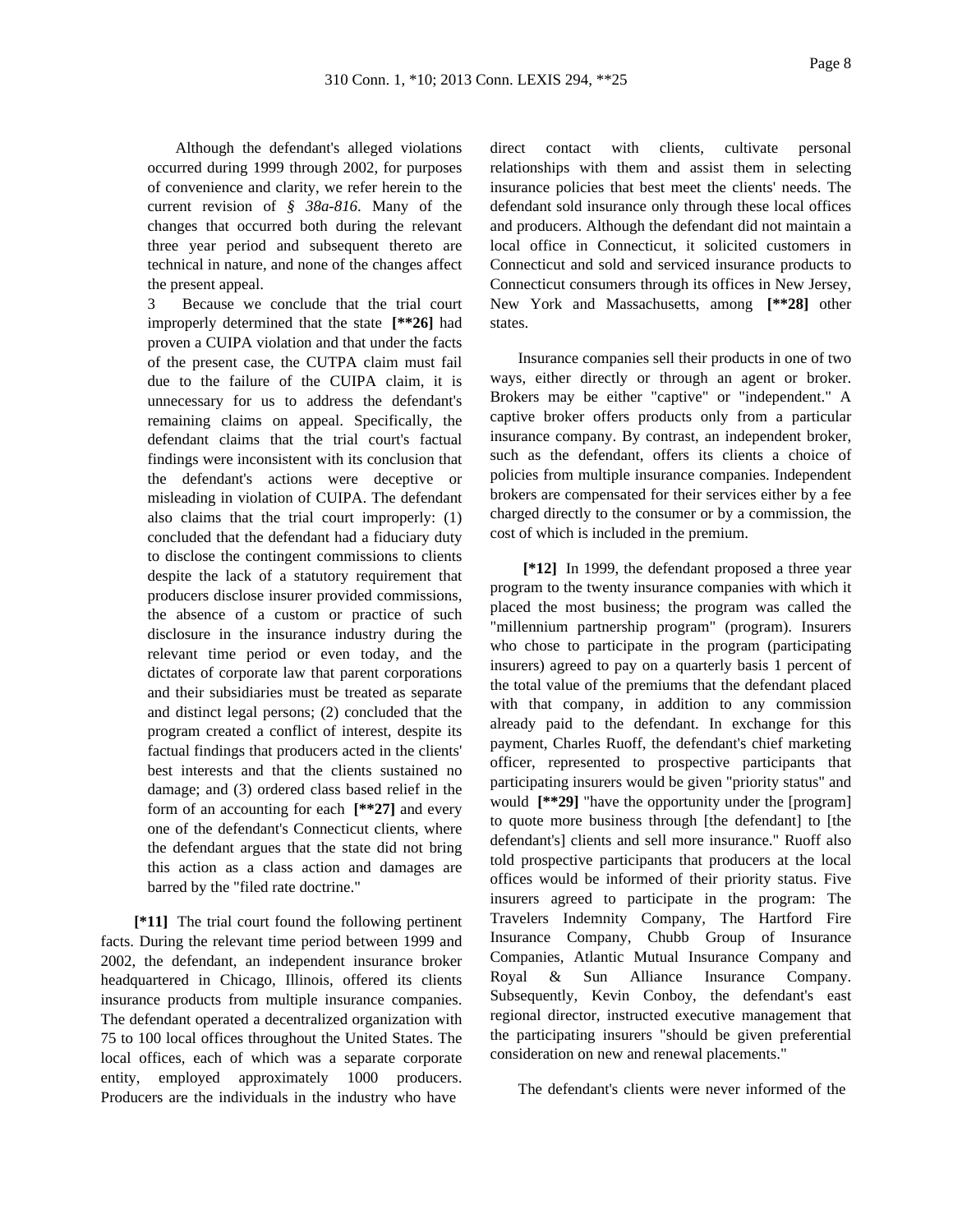Although the defendant's alleged violations occurred during 1999 through 2002, for purposes of convenience and clarity, we refer herein to the current revision of *§ 38a-816*. Many of the changes that occurred both during the relevant three year period and subsequent thereto are technical in nature, and none of the changes affect the present appeal.

3 Because we conclude that the trial court improperly determined that the state **[\*\*26]** had proven a CUIPA violation and that under the facts of the present case, the CUTPA claim must fail due to the failure of the CUIPA claim, it is unnecessary for us to address the defendant's remaining claims on appeal. Specifically, the defendant claims that the trial court's factual findings were inconsistent with its conclusion that the defendant's actions were deceptive or misleading in violation of CUIPA. The defendant also claims that the trial court improperly: (1) concluded that the defendant had a fiduciary duty to disclose the contingent commissions to clients despite the lack of a statutory requirement that producers disclose insurer provided commissions, the absence of a custom or practice of such disclosure in the insurance industry during the relevant time period or even today, and the dictates of corporate law that parent corporations and their subsidiaries must be treated as separate and distinct legal persons; (2) concluded that the program created a conflict of interest, despite its factual findings that producers acted in the clients' best interests and that the clients sustained no damage; and (3) ordered class based relief in the form of an accounting for each **[\*\*27]** and every one of the defendant's Connecticut clients, where the defendant argues that the state did not bring this action as a class action and damages are barred by the "filed rate doctrine."

**[\*11]** The trial court found the following pertinent facts. During the relevant time period between 1999 and 2002, the defendant, an independent insurance broker headquartered in Chicago, Illinois, offered its clients insurance products from multiple insurance companies. The defendant operated a decentralized organization with 75 to 100 local offices throughout the United States. The local offices, each of which was a separate corporate entity, employed approximately 1000 producers. Producers are the individuals in the industry who have direct contact with clients, cultivate personal relationships with them and assist them in selecting insurance policies that best meet the clients' needs. The defendant sold insurance only through these local offices and producers. Although the defendant did not maintain a local office in Connecticut, it solicited customers in Connecticut and sold and serviced insurance products to Connecticut consumers through its offices in New Jersey, New York and Massachusetts, among **[\*\*28]** other states.

Insurance companies sell their products in one of two ways, either directly or through an agent or broker. Brokers may be either "captive" or "independent." A captive broker offers products only from a particular insurance company. By contrast, an independent broker, such as the defendant, offers its clients a choice of policies from multiple insurance companies. Independent brokers are compensated for their services either by a fee charged directly to the consumer or by a commission, the cost of which is included in the premium.

**[\*12]** In 1999, the defendant proposed a three year program to the twenty insurance companies with which it placed the most business; the program was called the "millennium partnership program" (program). Insurers who chose to participate in the program (participating insurers) agreed to pay on a quarterly basis 1 percent of the total value of the premiums that the defendant placed with that company, in addition to any commission already paid to the defendant. In exchange for this payment, Charles Ruoff, the defendant's chief marketing officer, represented to prospective participants that participating insurers would be given "priority status" and would **[\*\*29]** "have the opportunity under the [program] to quote more business through [the defendant] to [the defendant's] clients and sell more insurance." Ruoff also told prospective participants that producers at the local offices would be informed of their priority status. Five insurers agreed to participate in the program: The Travelers Indemnity Company, The Hartford Fire Insurance Company, Chubb Group of Insurance Companies, Atlantic Mutual Insurance Company and Royal & Sun Alliance Insurance Company. Subsequently, Kevin Conboy, the defendant's east regional director, instructed executive management that the participating insurers "should be given preferential consideration on new and renewal placements."

The defendant's clients were never informed of the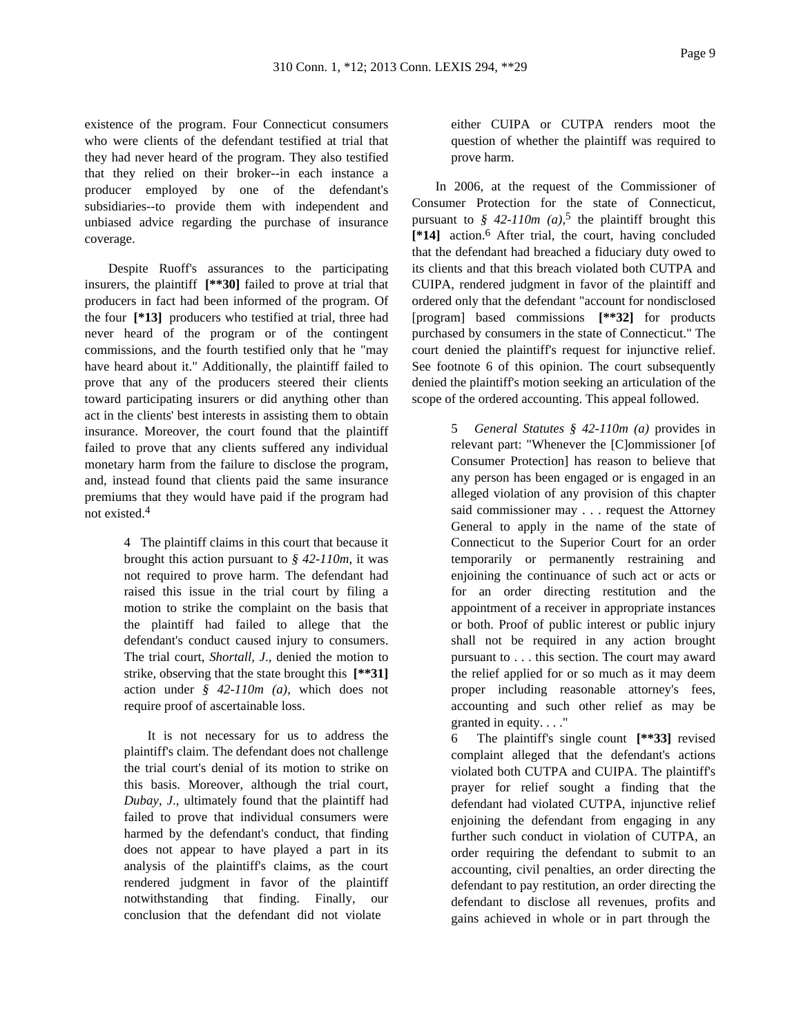existence of the program. Four Connecticut consumers who were clients of the defendant testified at trial that they had never heard of the program. They also testified that they relied on their broker--in each instance a producer employed by one of the defendant's subsidiaries--to provide them with independent and unbiased advice regarding the purchase of insurance coverage.

Despite Ruoff's assurances to the participating insurers, the plaintiff **[\*\*30]** failed to prove at trial that producers in fact had been informed of the program. Of the four **[\*13]** producers who testified at trial, three had never heard of the program or of the contingent commissions, and the fourth testified only that he "may have heard about it." Additionally, the plaintiff failed to prove that any of the producers steered their clients toward participating insurers or did anything other than act in the clients' best interests in assisting them to obtain insurance. Moreover, the court found that the plaintiff failed to prove that any clients suffered any individual monetary harm from the failure to disclose the program, and, instead found that clients paid the same insurance premiums that they would have paid if the program had not existed.[4]

> 4 The plaintiff claims in this court that because it brought this action pursuant to *§ 42-110m*, it was not required to prove harm. The defendant had raised this issue in the trial court by filing a motion to strike the complaint on the basis that the plaintiff had failed to allege that the defendant's conduct caused injury to consumers. The trial court, *Shortall, J.*, denied the motion to strike, observing that the state brought this **[\*\*31]** action under *§ 42-110m (a)*, which does not require proof of ascertainable loss.
>
> It is not necessary for us to address the plaintiff's claim. The defendant does not challenge the trial court's denial of its motion to strike on this basis. Moreover, although the trial court, *Dubay, J.*, ultimately found that the plaintiff had failed to prove that individual consumers were harmed by the defendant's conduct, that finding does not appear to have played a part in its analysis of the plaintiff's claims, as the court rendered judgment in favor of the plaintiff notwithstanding that finding. Finally, our conclusion that the defendant did not violate either CUIPA or CUTPA renders moot the question of whether the plaintiff was required to prove harm.

In 2006, at the request of the Commissioner of Consumer Protection for the state of Connecticut, pursuant to *§ 42-110m (a)*,[5] the plaintiff brought this **[\*14]** action.[6] After trial, the court, having concluded that the defendant had breached a fiduciary duty owed to its clients and that this breach violated both CUTPA and CUIPA, rendered judgment in favor of the plaintiff and ordered only that the defendant "account for nondisclosed [program] based commissions **[\*\*32]** for products purchased by consumers in the state of Connecticut." The court denied the plaintiff's request for injunctive relief. See footnote 6 of this opinion. The court subsequently denied the plaintiff's motion seeking an articulation of the scope of the ordered accounting. This appeal followed.

> 5 *General Statutes § 42-110m (a)* provides in relevant part: "Whenever the [C]ommissioner [of Consumer Protection] has reason to believe that any person has been engaged or is engaged in an alleged violation of any provision of this chapter said commissioner may . . . request the Attorney General to apply in the name of the state of Connecticut to the Superior Court for an order temporarily or permanently restraining and enjoining the continuance of such act or acts or for an order directing restitution and the appointment of a receiver in appropriate instances or both. Proof of public interest or public injury shall not be required in any action brought pursuant to . . . this section. The court may award the relief applied for or so much as it may deem proper including reasonable attorney's fees, accounting and such other relief as may be granted in equity. . . ."
>
> 6 The plaintiff's single count **[\*\*33]** revised complaint alleged that the defendant's actions violated both CUTPA and CUIPA. The plaintiff's prayer for relief sought a finding that the defendant had violated CUTPA, injunctive relief enjoining the defendant from engaging in any further such conduct in violation of CUTPA, an order requiring the defendant to submit to an accounting, civil penalties, an order directing the defendant to pay restitution, an order directing the defendant to disclose all revenues, profits and gains achieved in whole or in part through the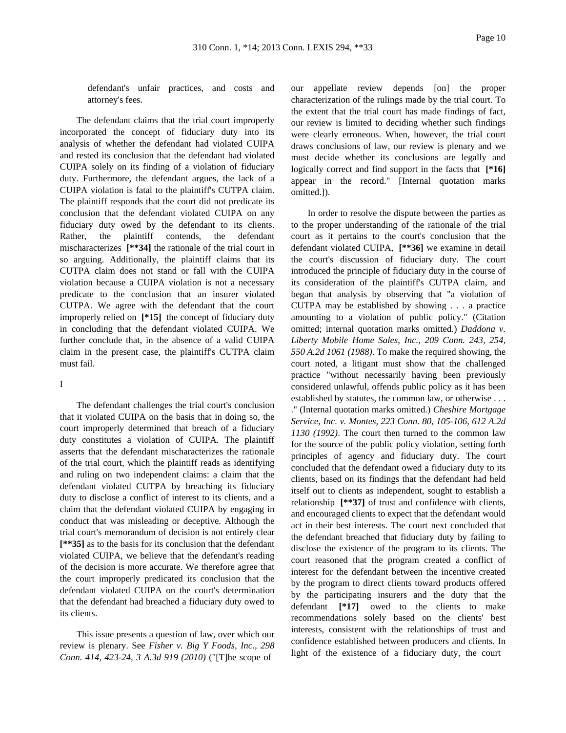defendant's unfair practices, and costs and attorney's fees.

The defendant claims that the trial court improperly incorporated the concept of fiduciary duty into its analysis of whether the defendant had violated CUIPA and rested its conclusion that the defendant had violated CUIPA solely on its finding of a violation of fiduciary duty. Furthermore, the defendant argues, the lack of a CUIPA violation is fatal to the plaintiff's CUTPA claim. The plaintiff responds that the court did not predicate its conclusion that the defendant violated CUIPA on any fiduciary duty owed by the defendant to its clients. Rather, the plaintiff contends, the defendant mischaracterizes **[\*\*34]** the rationale of the trial court in so arguing. Additionally, the plaintiff claims that its CUTPA claim does not stand or fall with the CUIPA violation because a CUIPA violation is not a necessary predicate to the conclusion that an insurer violated CUTPA. We agree with the defendant that the court improperly relied on **[\*15]** the concept of fiduciary duty in concluding that the defendant violated CUIPA. We further conclude that, in the absence of a valid CUIPA claim in the present case, the plaintiff's CUTPA claim must fail.

I

The defendant challenges the trial court's conclusion that it violated CUIPA on the basis that in doing so, the court improperly determined that breach of a fiduciary duty constitutes a violation of CUIPA. The plaintiff asserts that the defendant mischaracterizes the rationale of the trial court, which the plaintiff reads as identifying and ruling on two independent claims: a claim that the defendant violated CUTPA by breaching its fiduciary duty to disclose a conflict of interest to its clients, and a claim that the defendant violated CUIPA by engaging in conduct that was misleading or deceptive. Although the trial court's memorandum of decision is not entirely clear **[\*\*35]** as to the basis for its conclusion that the defendant violated CUIPA, we believe that the defendant's reading of the decision is more accurate. We therefore agree that the court improperly predicated its conclusion that the defendant violated CUIPA on the court's determination that the defendant had breached a fiduciary duty owed to its clients.

This issue presents a question of law, over which our review is plenary. See *Fisher v. Big Y Foods, Inc., 298 Conn. 414, 423-24, 3 A.3d 919 (2010)* ("[T]he scope of our appellate review depends [on] the proper characterization of the rulings made by the trial court. To the extent that the trial court has made findings of fact, our review is limited to deciding whether such findings were clearly erroneous. When, however, the trial court draws conclusions of law, our review is plenary and we must decide whether its conclusions are legally and logically correct and find support in the facts that **[\*16]** appear in the record." [Internal quotation marks omitted.]).

In order to resolve the dispute between the parties as to the proper understanding of the rationale of the trial court as it pertains to the court's conclusion that the defendant violated CUIPA, **[\*\*36]** we examine in detail the court's discussion of fiduciary duty. The court introduced the principle of fiduciary duty in the course of its consideration of the plaintiff's CUTPA claim, and began that analysis by observing that "a violation of CUTPA may be established by showing . . . a practice amounting to a violation of public policy." (Citation omitted; internal quotation marks omitted.) *Daddona v. Liberty Mobile Home Sales, Inc., 209 Conn. 243, 254, 550 A.2d 1061 (1988)*. To make the required showing, the court noted, a litigant must show that the challenged practice "without necessarily having been previously considered unlawful, offends public policy as it has been established by statutes, the common law, or otherwise . . . ." (Internal quotation marks omitted.) *Cheshire Mortgage Service, Inc. v. Montes, 223 Conn. 80, 105-106, 612 A.2d 1130 (1992)*. The court then turned to the common law for the source of the public policy violation, setting forth principles of agency and fiduciary duty. The court concluded that the defendant owed a fiduciary duty to its clients, based on its findings that the defendant had held itself out to clients as independent, sought to establish a relationship **[\*\*37]** of trust and confidence with clients, and encouraged clients to expect that the defendant would act in their best interests. The court next concluded that the defendant breached that fiduciary duty by failing to disclose the existence of the program to its clients. The court reasoned that the program created a conflict of interest for the defendant between the incentive created by the program to direct clients toward products offered by the participating insurers and the duty that the defendant **[\*17]** owed to the clients to make recommendations solely based on the clients' best interests, consistent with the relationships of trust and confidence established between producers and clients. In light of the existence of a fiduciary duty, the court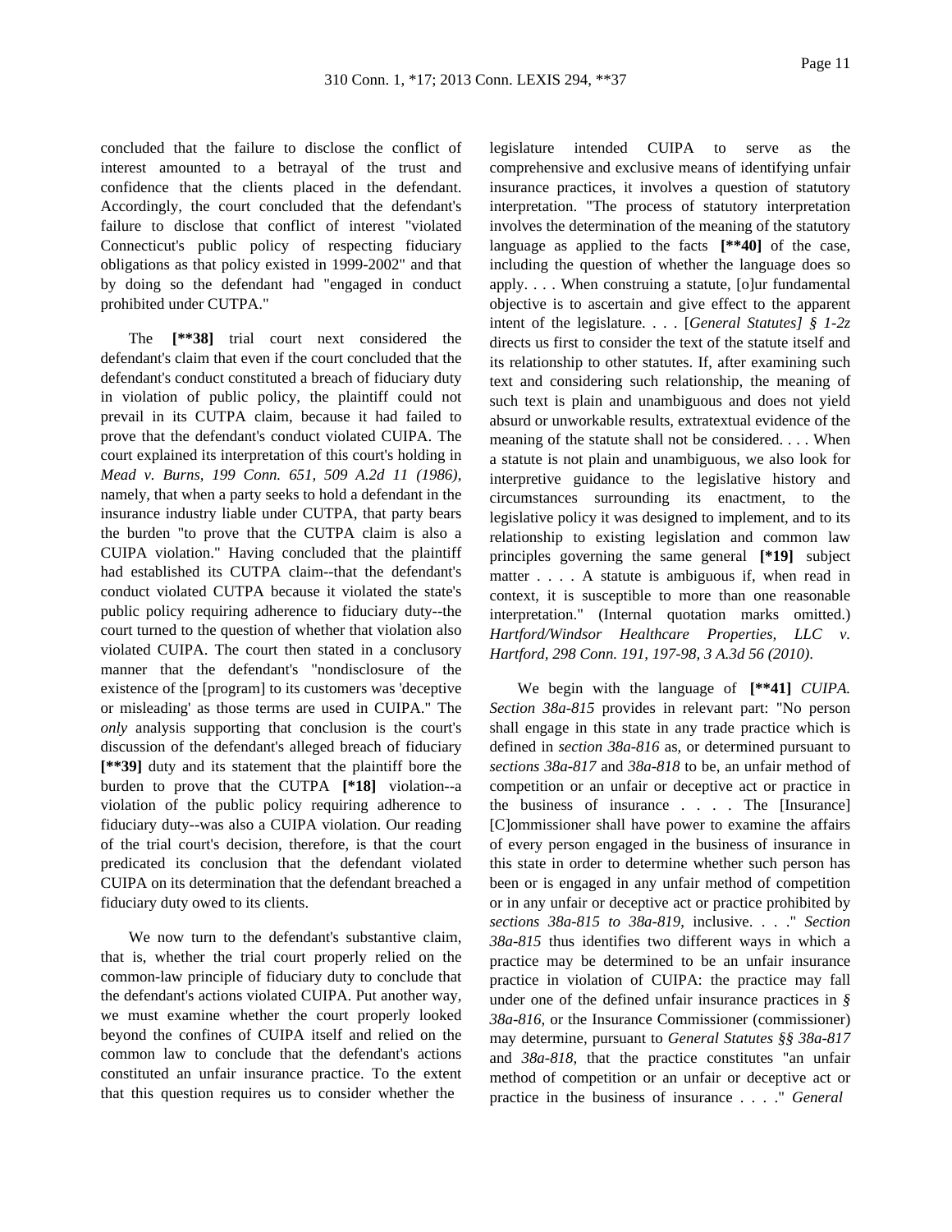concluded that the failure to disclose the conflict of interest amounted to a betrayal of the trust and confidence that the clients placed in the defendant. Accordingly, the court concluded that the defendant's failure to disclose that conflict of interest "violated Connecticut's public policy of respecting fiduciary obligations as that policy existed in 1999-2002" and that by doing so the defendant had "engaged in conduct prohibited under CUTPA."

The **[\*\*38]** trial court next considered the defendant's claim that even if the court concluded that the defendant's conduct constituted a breach of fiduciary duty in violation of public policy, the plaintiff could not prevail in its CUTPA claim, because it had failed to prove that the defendant's conduct violated CUIPA. The court explained its interpretation of this court's holding in *Mead v. Burns, 199 Conn. 651, 509 A.2d 11 (1986)*, namely, that when a party seeks to hold a defendant in the insurance industry liable under CUTPA, that party bears the burden "to prove that the CUTPA claim is also a CUIPA violation." Having concluded that the plaintiff had established its CUTPA claim--that the defendant's conduct violated CUTPA because it violated the state's public policy requiring adherence to fiduciary duty--the court turned to the question of whether that violation also violated CUIPA. The court then stated in a conclusory manner that the defendant's "nondisclosure of the existence of the [program] to its customers was 'deceptive or misleading' as those terms are used in CUIPA." The *only* analysis supporting that conclusion is the court's discussion of the defendant's alleged breach of fiduciary **[\*\*39]** duty and its statement that the plaintiff bore the burden to prove that the CUTPA **[\*18]** violation--a violation of the public policy requiring adherence to fiduciary duty--was also a CUIPA violation. Our reading of the trial court's decision, therefore, is that the court predicated its conclusion that the defendant violated CUIPA on its determination that the defendant breached a fiduciary duty owed to its clients.

We now turn to the defendant's substantive claim, that is, whether the trial court properly relied on the common-law principle of fiduciary duty to conclude that the defendant's actions violated CUIPA. Put another way, we must examine whether the court properly looked beyond the confines of CUIPA itself and relied on the common law to conclude that the defendant's actions constituted an unfair insurance practice. To the extent that this question requires us to consider whether the legislature intended CUIPA to serve as the comprehensive and exclusive means of identifying unfair insurance practices, it involves a question of statutory interpretation. "The process of statutory interpretation involves the determination of the meaning of the statutory language as applied to the facts **[\*\*40]** of the case, including the question of whether the language does so apply. . . . When construing a statute, [o]ur fundamental objective is to ascertain and give effect to the apparent intent of the legislature. . . . [*General Statutes*] *§ 1-2z* directs us first to consider the text of the statute itself and its relationship to other statutes. If, after examining such text and considering such relationship, the meaning of such text is plain and unambiguous and does not yield absurd or unworkable results, extratextual evidence of the meaning of the statute shall not be considered. . . . When a statute is not plain and unambiguous, we also look for interpretive guidance to the legislative history and circumstances surrounding its enactment, to the legislative policy it was designed to implement, and to its relationship to existing legislation and common law principles governing the same general **[\*19]** subject matter . . . . A statute is ambiguous if, when read in context, it is susceptible to more than one reasonable interpretation." (Internal quotation marks omitted.) *Hartford/Windsor Healthcare Properties, LLC v. Hartford, 298 Conn. 191, 197-98, 3 A.3d 56 (2010)*.

We begin with the language of **[\*\*41]** *CUIPA. Section 38a-815* provides in relevant part: "No person shall engage in this state in any trade practice which is defined in *section 38a-816* as, or determined pursuant to *sections 38a-817* and *38a-818* to be, an unfair method of competition or an unfair or deceptive act or practice in the business of insurance . . . . The [Insurance] [C]ommissioner shall have power to examine the affairs of every person engaged in the business of insurance in this state in order to determine whether such person has been or is engaged in any unfair method of competition or in any unfair or deceptive act or practice prohibited by *sections 38a-815 to 38a-819*, inclusive. . . ." *Section 38a-815* thus identifies two different ways in which a practice may be determined to be an unfair insurance practice in violation of CUIPA: the practice may fall under one of the defined unfair insurance practices in *§ 38a-816*, or the Insurance Commissioner (commissioner) may determine, pursuant to *General Statutes §§ 38a-817* and *38a-818*, that the practice constitutes "an unfair method of competition or an unfair or deceptive act or practice in the business of insurance . . . ." *General*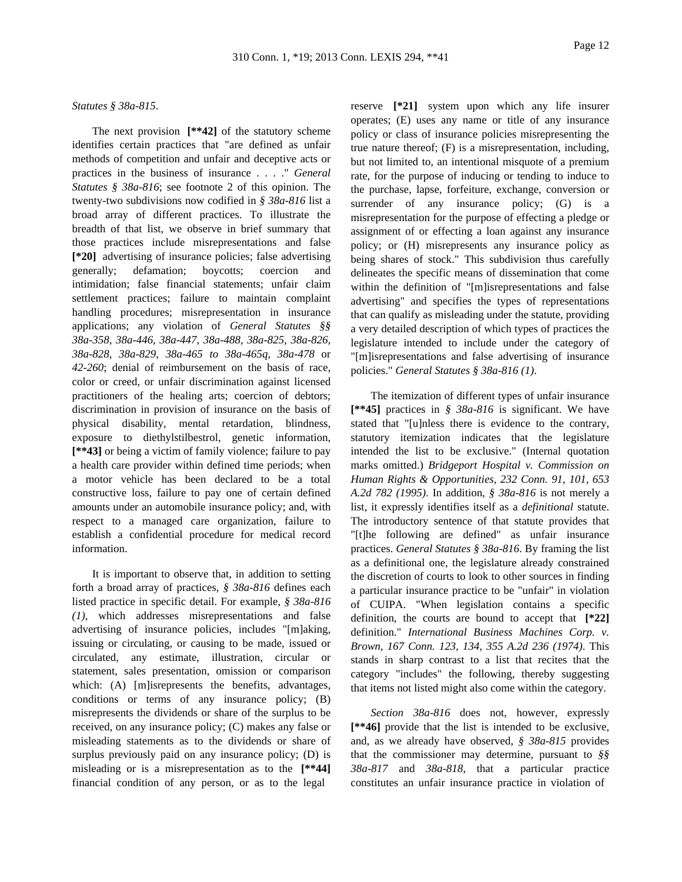*Statutes § 38a-815*.

The next provision **[**42]** of the statutory scheme identifies certain practices that "are defined as unfair methods of competition and unfair and deceptive acts or practices in the business of insurance . . . ." *General Statutes § 38a-816*; see footnote 2 of this opinion. The twenty-two subdivisions now codified in *§ 38a-816* list a broad array of different practices. To illustrate the breadth of that list, we observe in brief summary that those practices include misrepresentations and false **[*20]** advertising of insurance policies; false advertising generally; defamation; boycotts; coercion and intimidation; false financial statements; unfair claim settlement practices; failure to maintain complaint handling procedures; misrepresentation in insurance applications; any violation of *General Statutes §§ 38a-358*, *38a-446*, *38a-447*, *38a-488*, *38a-825*, *38a-826*, *38a-828*, *38a-829*, *38a-465 to 38a-465q*, *38a-478* or *42-260*; denial of reimbursement on the basis of race, color or creed, or unfair discrimination against licensed practitioners of the healing arts; coercion of debtors; discrimination in provision of insurance on the basis of physical disability, mental retardation, blindness, exposure to diethylstilbestrol, genetic information, **[**43]** or being a victim of family violence; failure to pay a health care provider within defined time periods; when a motor vehicle has been declared to be a total constructive loss, failure to pay one of certain defined amounts under an automobile insurance policy; and, with respect to a managed care organization, failure to establish a confidential procedure for medical record information.

It is important to observe that, in addition to setting forth a broad array of practices, *§ 38a-816* defines each listed practice in specific detail. For example, *§ 38a-816 (1)*, which addresses misrepresentations and false advertising of insurance policies, includes "[m]aking, issuing or circulating, or causing to be made, issued or circulated, any estimate, illustration, circular or statement, sales presentation, omission or comparison which: (A) [m]isrepresents the benefits, advantages, conditions or terms of any insurance policy; (B) misrepresents the dividends or share of the surplus to be received, on any insurance policy; (C) makes any false or misleading statements as to the dividends or share of surplus previously paid on any insurance policy; (D) is misleading or is a misrepresentation as to the **[**44]** financial condition of any person, or as to the legal reserve **[*21]** system upon which any life insurer operates; (E) uses any name or title of any insurance policy or class of insurance policies misrepresenting the true nature thereof; (F) is a misrepresentation, including, but not limited to, an intentional misquote of a premium rate, for the purpose of inducing or tending to induce to the purchase, lapse, forfeiture, exchange, conversion or surrender of any insurance policy; (G) is a misrepresentation for the purpose of effecting a pledge or assignment of or effecting a loan against any insurance policy; or (H) misrepresents any insurance policy as being shares of stock." This subdivision thus carefully delineates the specific means of dissemination that come within the definition of "[m]isrepresentations and false advertising" and specifies the types of representations that can qualify as misleading under the statute, providing a very detailed description of which types of practices the legislature intended to include under the category of "[m]isrepresentations and false advertising of insurance policies." *General Statutes § 38a-816 (1)*.

The itemization of different types of unfair insurance **[**45]** practices in *§ 38a-816* is significant. We have stated that "[u]nless there is evidence to the contrary, statutory itemization indicates that the legislature intended the list to be exclusive." (Internal quotation marks omitted.) *Bridgeport Hospital v. Commission on Human Rights & Opportunities, 232 Conn. 91, 101, 653 A.2d 782 (1995)*. In addition, *§ 38a-816* is not merely a list, it expressly identifies itself as a *definitional* statute. The introductory sentence of that statute provides that "[t]he following are defined" as unfair insurance practices. *General Statutes § 38a-816*. By framing the list as a definitional one, the legislature already constrained the discretion of courts to look to other sources in finding a particular insurance practice to be "unfair" in violation of CUIPA. "When legislation contains a specific definition, the courts are bound to accept that **[*22]** definition." *International Business Machines Corp. v. Brown, 167 Conn. 123, 134, 355 A.2d 236 (1974)*. This stands in sharp contrast to a list that recites that the category "includes" the following, thereby suggesting that items not listed might also come within the category.

*Section 38a-816* does not, however, expressly **[**46]** provide that the list is intended to be exclusive, and, as we already have observed, *§ 38a-815* provides that the commissioner may determine, pursuant to *§§ 38a-817* and *38a-818*, that a particular practice constitutes an unfair insurance practice in violation of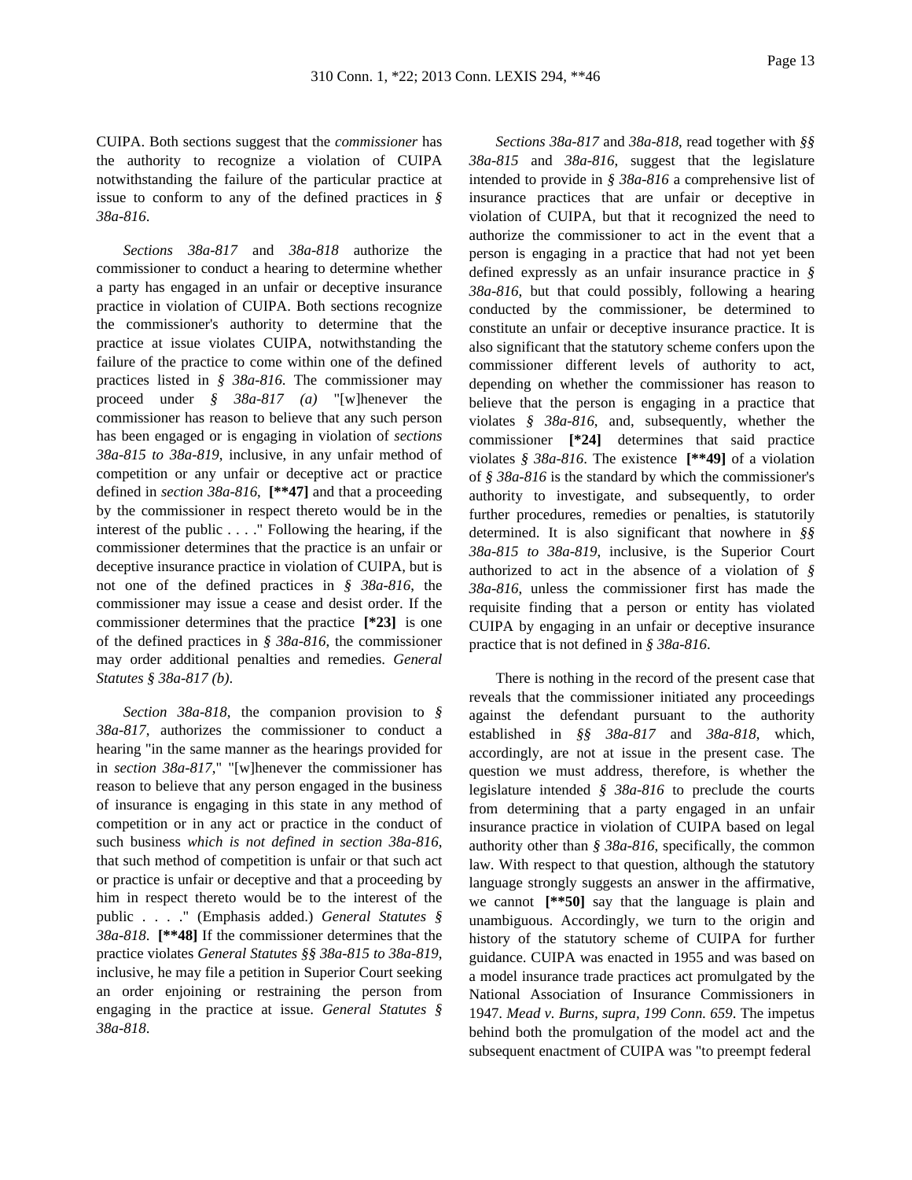CUIPA. Both sections suggest that the *commissioner* has the authority to recognize a violation of CUIPA notwithstanding the failure of the particular practice at issue to conform to any of the defined practices in *§ 38a-816*.

*Sections 38a-817* and *38a-818* authorize the commissioner to conduct a hearing to determine whether a party has engaged in an unfair or deceptive insurance practice in violation of CUIPA. Both sections recognize the commissioner's authority to determine that the practice at issue violates CUIPA, notwithstanding the failure of the practice to come within one of the defined practices listed in *§ 38a-816*. The commissioner may proceed under *§ 38a-817 (a)* "[w]henever the commissioner has reason to believe that any such person has been engaged or is engaging in violation of *sections 38a-815 to 38a-819*, inclusive, in any unfair method of competition or any unfair or deceptive act or practice defined in *section 38a-816*, **[\*\*47]** and that a proceeding by the commissioner in respect thereto would be in the interest of the public . . . ." Following the hearing, if the commissioner determines that the practice is an unfair or deceptive insurance practice in violation of CUIPA, but is not one of the defined practices in *§ 38a-816*, the commissioner may issue a cease and desist order. If the commissioner determines that the practice **[\*23]** is one of the defined practices in *§ 38a-816*, the commissioner may order additional penalties and remedies. *General Statutes § 38a-817 (b)*.

*Section 38a-818*, the companion provision to *§ 38a-817*, authorizes the commissioner to conduct a hearing "in the same manner as the hearings provided for in *section 38a-817*," "[w]henever the commissioner has reason to believe that any person engaged in the business of insurance is engaging in this state in any method of competition or in any act or practice in the conduct of such business *which is not defined in section 38a-816*, that such method of competition is unfair or that such act or practice is unfair or deceptive and that a proceeding by him in respect thereto would be to the interest of the public . . . ." (Emphasis added.) *General Statutes § 38a-818*. **[\*\*48]** If the commissioner determines that the practice violates *General Statutes §§ 38a-815 to 38a-819*, inclusive, he may file a petition in Superior Court seeking an order enjoining or restraining the person from engaging in the practice at issue. *General Statutes § 38a-818*.

*Sections 38a-817* and *38a-818*, read together with *§§ 38a-815* and *38a-816*, suggest that the legislature intended to provide in *§ 38a-816* a comprehensive list of insurance practices that are unfair or deceptive in violation of CUIPA, but that it recognized the need to authorize the commissioner to act in the event that a person is engaging in a practice that had not yet been defined expressly as an unfair insurance practice in *§ 38a-816*, but that could possibly, following a hearing conducted by the commissioner, be determined to constitute an unfair or deceptive insurance practice. It is also significant that the statutory scheme confers upon the commissioner different levels of authority to act, depending on whether the commissioner has reason to believe that the person is engaging in a practice that violates *§ 38a-816*, and, subsequently, whether the commissioner **[\*24]** determines that said practice violates *§ 38a-816*. The existence **[\*\*49]** of a violation of *§ 38a-816* is the standard by which the commissioner's authority to investigate, and subsequently, to order further procedures, remedies or penalties, is statutorily determined. It is also significant that nowhere in *§§ 38a-815 to 38a-819*, inclusive, is the Superior Court authorized to act in the absence of a violation of *§ 38a-816*, unless the commissioner first has made the requisite finding that a person or entity has violated CUIPA by engaging in an unfair or deceptive insurance practice that is not defined in *§ 38a-816*.

There is nothing in the record of the present case that reveals that the commissioner initiated any proceedings against the defendant pursuant to the authority established in *§§ 38a-817* and *38a-818*, which, accordingly, are not at issue in the present case. The question we must address, therefore, is whether the legislature intended *§ 38a-816* to preclude the courts from determining that a party engaged in an unfair insurance practice in violation of CUIPA based on legal authority other than *§ 38a-816*, specifically, the common law. With respect to that question, although the statutory language strongly suggests an answer in the affirmative, we cannot **[\*\*50]** say that the language is plain and unambiguous. Accordingly, we turn to the origin and history of the statutory scheme of CUIPA for further guidance. CUIPA was enacted in 1955 and was based on a model insurance trade practices act promulgated by the National Association of Insurance Commissioners in 1947. *Mead v. Burns, supra, 199 Conn. 659*. The impetus behind both the promulgation of the model act and the subsequent enactment of CUIPA was "to preempt federal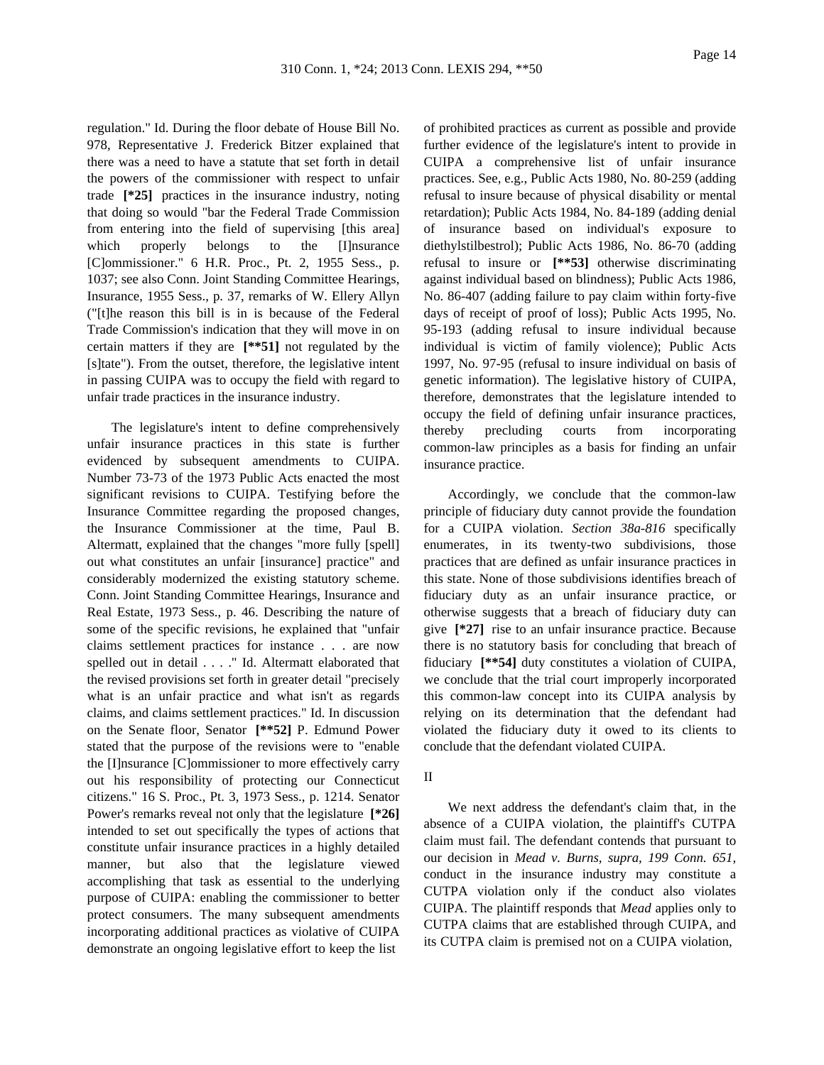regulation." Id. During the floor debate of House Bill No. 978, Representative J. Frederick Bitzer explained that there was a need to have a statute that set forth in detail the powers of the commissioner with respect to unfair trade **[*25]** practices in the insurance industry, noting that doing so would "bar the Federal Trade Commission from entering into the field of supervising [this area] which properly belongs to the [I]nsurance [C]ommissioner." 6 H.R. Proc., Pt. 2, 1955 Sess., p. 1037; see also Conn. Joint Standing Committee Hearings, Insurance, 1955 Sess., p. 37, remarks of W. Ellery Allyn ("[t]he reason this bill is in is because of the Federal Trade Commission's indication that they will move in on certain matters if they are **[**51]** not regulated by the [s]tate"). From the outset, therefore, the legislative intent in passing CUIPA was to occupy the field with regard to unfair trade practices in the insurance industry.

The legislature's intent to define comprehensively unfair insurance practices in this state is further evidenced by subsequent amendments to CUIPA. Number 73-73 of the 1973 Public Acts enacted the most significant revisions to CUIPA. Testifying before the Insurance Committee regarding the proposed changes, the Insurance Commissioner at the time, Paul B. Altermatt, explained that the changes "more fully [spell] out what constitutes an unfair [insurance] practice" and considerably modernized the existing statutory scheme. Conn. Joint Standing Committee Hearings, Insurance and Real Estate, 1973 Sess., p. 46. Describing the nature of some of the specific revisions, he explained that "unfair claims settlement practices for instance . . . are now spelled out in detail . . . ." Id. Altermatt elaborated that the revised provisions set forth in greater detail "precisely what is an unfair practice and what isn't as regards claims, and claims settlement practices." Id. In discussion on the Senate floor, Senator **[**52]** P. Edmund Power stated that the purpose of the revisions were to "enable the [I]nsurance [C]ommissioner to more effectively carry out his responsibility of protecting our Connecticut citizens." 16 S. Proc., Pt. 3, 1973 Sess., p. 1214. Senator Power's remarks reveal not only that the legislature **[*26]** intended to set out specifically the types of actions that constitute unfair insurance practices in a highly detailed manner, but also that the legislature viewed accomplishing that task as essential to the underlying purpose of CUIPA: enabling the commissioner to better protect consumers. The many subsequent amendments incorporating additional practices as violative of CUIPA demonstrate an ongoing legislative effort to keep the list of prohibited practices as current as possible and provide further evidence of the legislature's intent to provide in CUIPA a comprehensive list of unfair insurance practices. See, e.g., Public Acts 1980, No. 80-259 (adding refusal to insure because of physical disability or mental retardation); Public Acts 1984, No. 84-189 (adding denial of insurance based on individual's exposure to diethylstilbestrol); Public Acts 1986, No. 86-70 (adding refusal to insure or **[**53]** otherwise discriminating against individual based on blindness); Public Acts 1986, No. 86-407 (adding failure to pay claim within forty-five days of receipt of proof of loss); Public Acts 1995, No. 95-193 (adding refusal to insure individual because individual is victim of family violence); Public Acts 1997, No. 97-95 (refusal to insure individual on basis of genetic information). The legislative history of CUIPA, therefore, demonstrates that the legislature intended to occupy the field of defining unfair insurance practices, thereby precluding courts from incorporating common-law principles as a basis for finding an unfair insurance practice.

Accordingly, we conclude that the common-law principle of fiduciary duty cannot provide the foundation for a CUIPA violation. *Section 38a-816* specifically enumerates, in its twenty-two subdivisions, those practices that are defined as unfair insurance practices in this state. None of those subdivisions identifies breach of fiduciary duty as an unfair insurance practice, or otherwise suggests that a breach of fiduciary duty can give **[*27]** rise to an unfair insurance practice. Because there is no statutory basis for concluding that breach of fiduciary **[**54]** duty constitutes a violation of CUIPA, we conclude that the trial court improperly incorporated this common-law concept into its CUIPA analysis by relying on its determination that the defendant had violated the fiduciary duty it owed to its clients to conclude that the defendant violated CUIPA.

II

We next address the defendant's claim that, in the absence of a CUIPA violation, the plaintiff's CUTPA claim must fail. The defendant contends that pursuant to our decision in *Mead v. Burns, supra, 199 Conn. 651*, conduct in the insurance industry may constitute a CUTPA violation only if the conduct also violates CUIPA. The plaintiff responds that *Mead* applies only to CUTPA claims that are established through CUIPA, and its CUTPA claim is premised not on a CUIPA violation,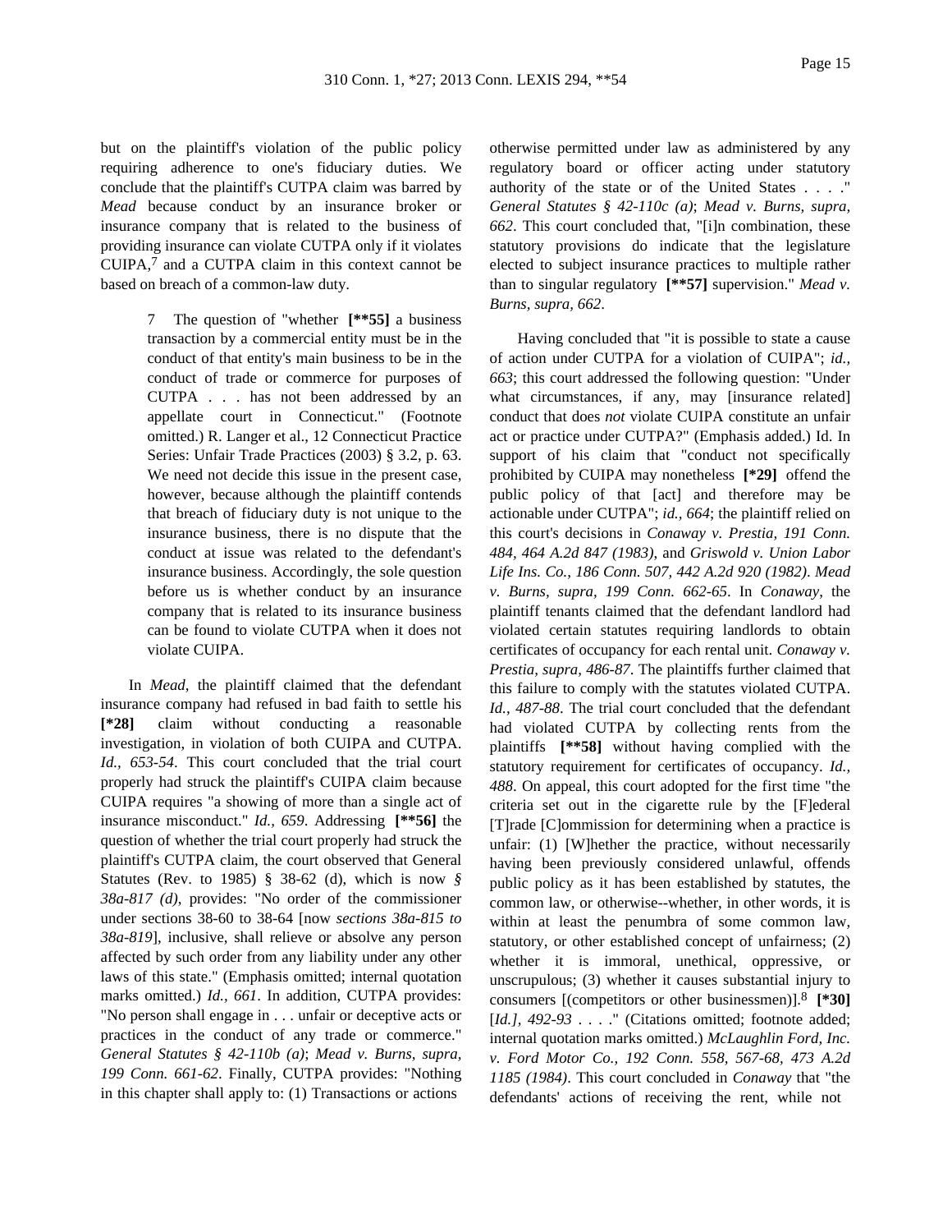but on the plaintiff's violation of the public policy requiring adherence to one's fiduciary duties. We conclude that the plaintiff's CUTPA claim was barred by *Mead* because conduct by an insurance broker or insurance company that is related to the business of providing insurance can violate CUTPA only if it violates CUIPA,[7] and a CUTPA claim in this context cannot be based on breach of a common-law duty.

> 7 The question of "whether **[**55]** a business transaction by a commercial entity must be in the conduct of that entity's main business to be in the conduct of trade or commerce for purposes of CUTPA . . . has not been addressed by an appellate court in Connecticut." (Footnote omitted.) R. Langer et al., 12 Connecticut Practice Series: Unfair Trade Practices (2003) § 3.2, p. 63. We need not decide this issue in the present case, however, because although the plaintiff contends that breach of fiduciary duty is not unique to the insurance business, there is no dispute that the conduct at issue was related to the defendant's insurance business. Accordingly, the sole question before us is whether conduct by an insurance company that is related to its insurance business can be found to violate CUTPA when it does not violate CUIPA.

In *Mead*, the plaintiff claimed that the defendant insurance company had refused in bad faith to settle his **[*28]** claim without conducting a reasonable investigation, in violation of both CUIPA and CUTPA. *Id., 653-54*. This court concluded that the trial court properly had struck the plaintiff's CUIPA claim because CUIPA requires "a showing of more than a single act of insurance misconduct." *Id., 659*. Addressing **[**56]** the question of whether the trial court properly had struck the plaintiff's CUTPA claim, the court observed that General Statutes (Rev. to 1985) § 38-62 (d), which is now *§ 38a-817 (d)*, provides: "No order of the commissioner under sections 38-60 to 38-64 [now *sections 38a-815 to 38a-819*], inclusive, shall relieve or absolve any person affected by such order from any liability under any other laws of this state." (Emphasis omitted; internal quotation marks omitted.) *Id., 661*. In addition, CUTPA provides: "No person shall engage in . . . unfair or deceptive acts or practices in the conduct of any trade or commerce." *General Statutes § 42-110b (a)*; *Mead v. Burns, supra, 199 Conn. 661-62*. Finally, CUTPA provides: "Nothing in this chapter shall apply to: (1) Transactions or actions otherwise permitted under law as administered by any regulatory board or officer acting under statutory authority of the state or of the United States . . . ." *General Statutes § 42-110c (a)*; *Mead v. Burns, supra, 662*. This court concluded that, "[i]n combination, these statutory provisions do indicate that the legislature elected to subject insurance practices to multiple rather than to singular regulatory **[**57]** supervision." *Mead v. Burns, supra, 662*.

Having concluded that "it is possible to state a cause of action under CUTPA for a violation of CUIPA"; *id., 663*; this court addressed the following question: "Under what circumstances, if any, may [insurance related] conduct that does *not* violate CUIPA constitute an unfair act or practice under CUTPA?" (Emphasis added.) Id. In support of his claim that "conduct not specifically prohibited by CUIPA may nonetheless **[*29]** offend the public policy of that [act] and therefore may be actionable under CUTPA"; *id., 664*; the plaintiff relied on this court's decisions in *Conaway v. Prestia, 191 Conn. 484, 464 A.2d 847 (1983)*, and *Griswold v. Union Labor Life Ins. Co., 186 Conn. 507, 442 A.2d 920 (1982)*. *Mead v. Burns, supra, 199 Conn. 662-65*. In *Conaway*, the plaintiff tenants claimed that the defendant landlord had violated certain statutes requiring landlords to obtain certificates of occupancy for each rental unit. *Conaway v. Prestia, supra, 486-87*. The plaintiffs further claimed that this failure to comply with the statutes violated CUTPA. *Id., 487-88*. The trial court concluded that the defendant had violated CUTPA by collecting rents from the plaintiffs **[**58]** without having complied with the statutory requirement for certificates of occupancy. *Id., 488*. On appeal, this court adopted for the first time "the criteria set out in the cigarette rule by the [F]ederal [T]rade [C]ommission for determining when a practice is unfair: (1) [W]hether the practice, without necessarily having been previously considered unlawful, offends public policy as it has been established by statutes, the common law, or otherwise--whether, in other words, it is within at least the penumbra of some common law, statutory, or other established concept of unfairness; (2) whether it is immoral, unethical, oppressive, or unscrupulous; (3) whether it causes substantial injury to consumers [(competitors or other businessmen)].[8] **[*30]** [*Id.], 492-93* . . . ." (Citations omitted; footnote added; internal quotation marks omitted.) *McLaughlin Ford, Inc. v. Ford Motor Co., 192 Conn. 558, 567-68, 473 A.2d 1185 (1984)*. This court concluded in *Conaway* that "the defendants' actions of receiving the rent, while not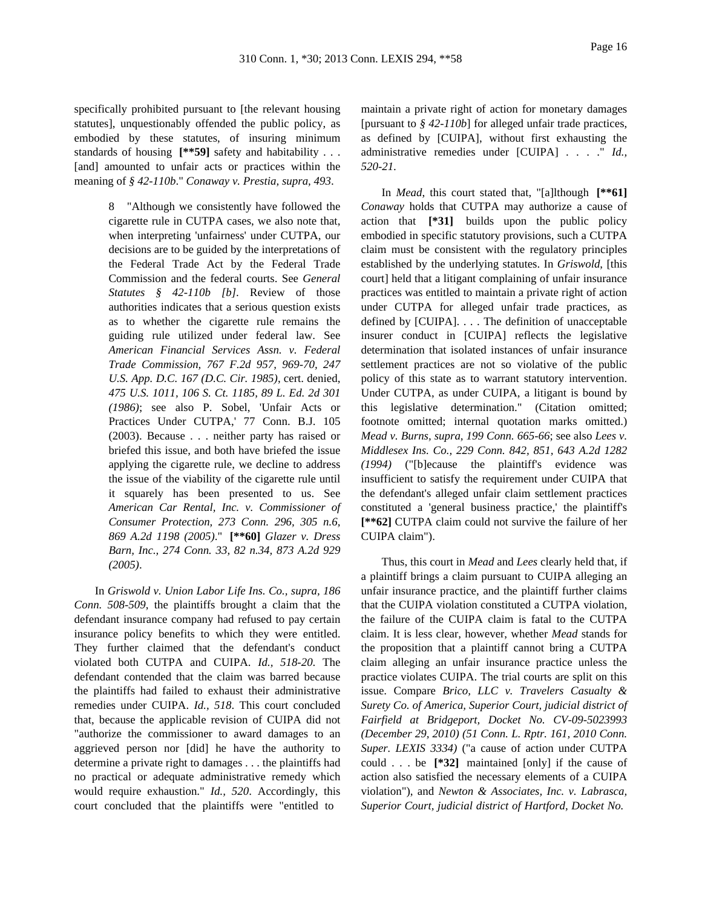specifically prohibited pursuant to [the relevant housing statutes], unquestionably offended the public policy, as embodied by these statutes, of insuring minimum standards of housing **[**59]** safety and habitability . . . [and] amounted to unfair acts or practices within the meaning of *§ 42-110b*." *Conaway v. Prestia, supra, 493*.

> 8 "Although we consistently have followed the cigarette rule in CUTPA cases, we also note that, when interpreting 'unfairness' under CUTPA, our decisions are to be guided by the interpretations of the Federal Trade Act by the Federal Trade Commission and the federal courts. See *General Statutes § 42-110b [b]*. Review of those authorities indicates that a serious question exists as to whether the cigarette rule remains the guiding rule utilized under federal law. See *American Financial Services Assn. v. Federal Trade Commission, 767 F.2d 957, 969-70, 247 U.S. App. D.C. 167 (D.C. Cir. 1985)*, cert. denied, *475 U.S. 1011, 106 S. Ct. 1185, 89 L. Ed. 2d 301 (1986)*; see also P. Sobel, 'Unfair Acts or Practices Under CUTPA,' 77 Conn. B.J. 105 (2003). Because . . . neither party has raised or briefed this issue, and both have briefed the issue applying the cigarette rule, we decline to address the issue of the viability of the cigarette rule until it squarely has been presented to us. See *American Car Rental, Inc. v. Commissioner of Consumer Protection, 273 Conn. 296, 305 n.6, 869 A.2d 1198 (2005)*." **[**60]** *Glazer v. Dress Barn, Inc., 274 Conn. 33, 82 n.34, 873 A.2d 929 (2005)*.

In *Griswold v. Union Labor Life Ins. Co., supra, 186 Conn. 508-509*, the plaintiffs brought a claim that the defendant insurance company had refused to pay certain insurance policy benefits to which they were entitled. They further claimed that the defendant's conduct violated both CUTPA and CUIPA. *Id., 518-20*. The defendant contended that the claim was barred because the plaintiffs had failed to exhaust their administrative remedies under CUIPA. *Id., 518*. This court concluded that, because the applicable revision of CUIPA did not "authorize the commissioner to award damages to an aggrieved person nor [did] he have the authority to determine a private right to damages . . . the plaintiffs had no practical or adequate administrative remedy which would require exhaustion." *Id., 520*. Accordingly, this court concluded that the plaintiffs were "entitled to maintain a private right of action for monetary damages [pursuant to *§ 42-110b*] for alleged unfair trade practices, as defined by [CUIPA], without first exhausting the administrative remedies under [CUIPA] . . . ." *Id., 520-21*.

In *Mead*, this court stated that, "[a]lthough **[**61]** *Conaway* holds that CUTPA may authorize a cause of action that **[*31]** builds upon the public policy embodied in specific statutory provisions, such a CUTPA claim must be consistent with the regulatory principles established by the underlying statutes. In *Griswold*, [this court] held that a litigant complaining of unfair insurance practices was entitled to maintain a private right of action under CUTPA for alleged unfair trade practices, as defined by [CUIPA]. . . . The definition of unacceptable insurer conduct in [CUIPA] reflects the legislative determination that isolated instances of unfair insurance settlement practices are not so violative of the public policy of this state as to warrant statutory intervention. Under CUTPA, as under CUIPA, a litigant is bound by this legislative determination." (Citation omitted; footnote omitted; internal quotation marks omitted.) *Mead v. Burns, supra, 199 Conn. 665-66*; see also *Lees v. Middlesex Ins. Co., 229 Conn. 842, 851, 643 A.2d 1282 (1994)* ("[b]ecause the plaintiff's evidence was insufficient to satisfy the requirement under CUIPA that the defendant's alleged unfair claim settlement practices constituted a 'general business practice,' the plaintiff's **[**62]** CUTPA claim could not survive the failure of her CUIPA claim").

Thus, this court in *Mead* and *Lees* clearly held that, if a plaintiff brings a claim pursuant to CUIPA alleging an unfair insurance practice, and the plaintiff further claims that the CUIPA violation constituted a CUTPA violation, the failure of the CUIPA claim is fatal to the CUTPA claim. It is less clear, however, whether *Mead* stands for the proposition that a plaintiff cannot bring a CUTPA claim alleging an unfair insurance practice unless the practice violates CUIPA. The trial courts are split on this issue. Compare *Brico, LLC v. Travelers Casualty & Surety Co. of America, Superior Court, judicial district of Fairfield at Bridgeport, Docket No. CV-09-5023993 (December 29, 2010) (51 Conn. L. Rptr. 161, 2010 Conn. Super. LEXIS 3334)* ("a cause of action under CUTPA could . . . be **[*32]** maintained [only] if the cause of action also satisfied the necessary elements of a CUIPA violation"), and *Newton & Associates, Inc. v. Labrasca, Superior Court, judicial district of Hartford, Docket No.*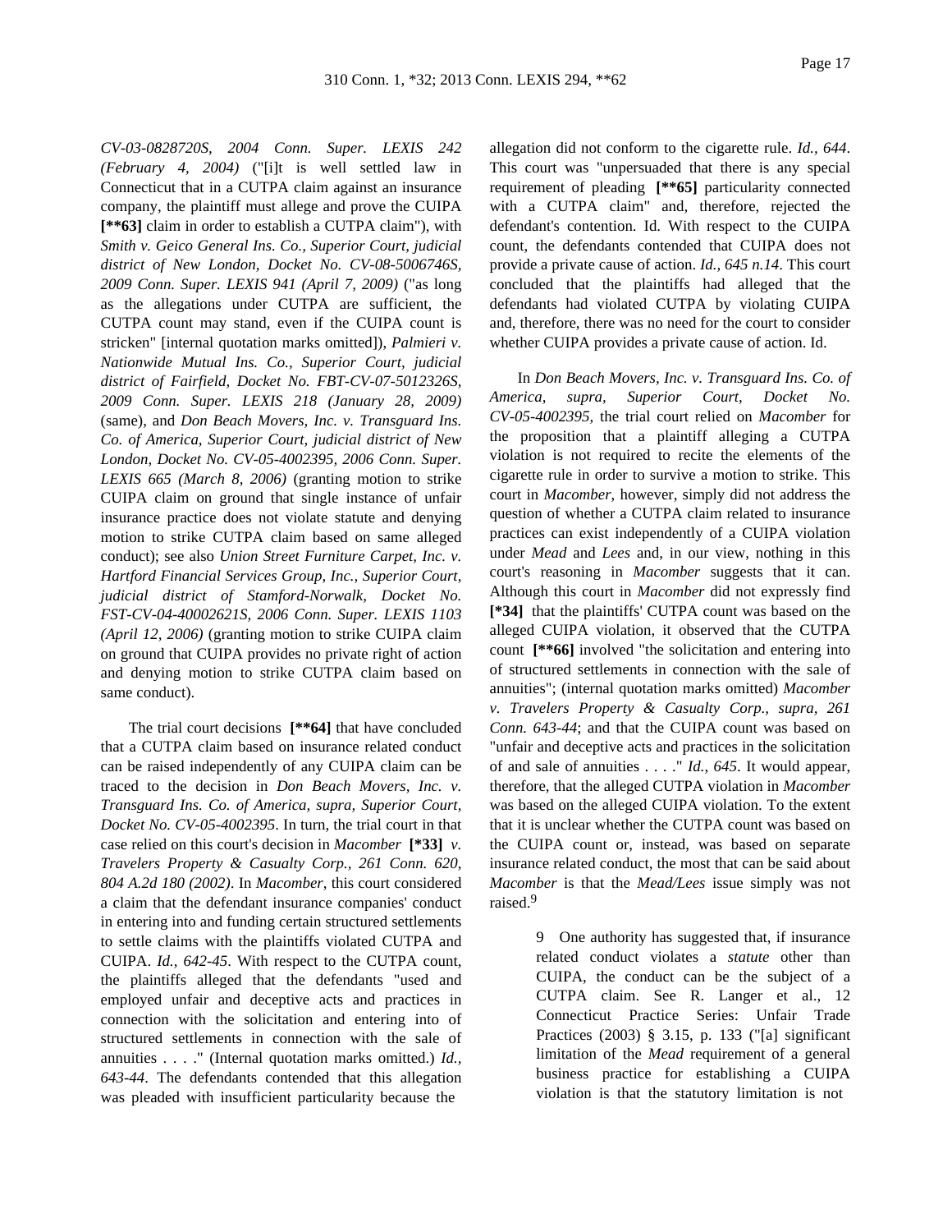*CV-03-0828720S, 2004 Conn. Super. LEXIS 242 (February 4, 2004)* ("[i]t is well settled law in Connecticut that in a CUTPA claim against an insurance company, the plaintiff must allege and prove the CUIPA **[**63]** claim in order to establish a CUTPA claim"), with *Smith v. Geico General Ins. Co., Superior Court, judicial district of New London, Docket No. CV-08-5006746S, 2009 Conn. Super. LEXIS 941 (April 7, 2009)* ("as long as the allegations under CUTPA are sufficient, the CUTPA count may stand, even if the CUIPA count is stricken" [internal quotation marks omitted]), *Palmieri v. Nationwide Mutual Ins. Co., Superior Court, judicial district of Fairfield, Docket No. FBT-CV-07-5012326S, 2009 Conn. Super. LEXIS 218 (January 28, 2009)* (same), and *Don Beach Movers, Inc. v. Transguard Ins. Co. of America, Superior Court, judicial district of New London, Docket No. CV-05-4002395, 2006 Conn. Super. LEXIS 665 (March 8, 2006)* (granting motion to strike CUIPA claim on ground that single instance of unfair insurance practice does not violate statute and denying motion to strike CUTPA claim based on same alleged conduct); see also *Union Street Furniture Carpet, Inc. v. Hartford Financial Services Group, Inc., Superior Court, judicial district of Stamford-Norwalk, Docket No. FST-CV-04-40002621S, 2006 Conn. Super. LEXIS 1103 (April 12, 2006)* (granting motion to strike CUIPA claim on ground that CUIPA provides no private right of action and denying motion to strike CUTPA claim based on same conduct).

The trial court decisions **[**64]** that have concluded that a CUTPA claim based on insurance related conduct can be raised independently of any CUIPA claim can be traced to the decision in *Don Beach Movers, Inc. v. Transguard Ins. Co. of America, supra, Superior Court, Docket No. CV-05-4002395*. In turn, the trial court in that case relied on this court's decision in *Macomber* **[*33]** *v. Travelers Property & Casualty Corp., 261 Conn. 620, 804 A.2d 180 (2002)*. In *Macomber*, this court considered a claim that the defendant insurance companies' conduct in entering into and funding certain structured settlements to settle claims with the plaintiffs violated CUTPA and CUIPA. *Id., 642-45*. With respect to the CUTPA count, the plaintiffs alleged that the defendants "used and employed unfair and deceptive acts and practices in connection with the solicitation and entering into of structured settlements in connection with the sale of annuities . . . ." (Internal quotation marks omitted.) *Id., 643-44*. The defendants contended that this allegation was pleaded with insufficient particularity because the allegation did not conform to the cigarette rule. *Id., 644*. This court was "unpersuaded that there is any special requirement of pleading **[**65]** particularity connected with a CUTPA claim" and, therefore, rejected the defendant's contention. Id. With respect to the CUIPA count, the defendants contended that CUIPA does not provide a private cause of action. *Id., 645 n.14*. This court concluded that the plaintiffs had alleged that the defendants had violated CUTPA by violating CUIPA and, therefore, there was no need for the court to consider whether CUIPA provides a private cause of action. Id.

In *Don Beach Movers, Inc. v. Transguard Ins. Co. of America, supra, Superior Court, Docket No. CV-05-4002395*, the trial court relied on *Macomber* for the proposition that a plaintiff alleging a CUTPA violation is not required to recite the elements of the cigarette rule in order to survive a motion to strike. This court in *Macomber*, however, simply did not address the question of whether a CUTPA claim related to insurance practices can exist independently of a CUIPA violation under *Mead* and *Lees* and, in our view, nothing in this court's reasoning in *Macomber* suggests that it can. Although this court in *Macomber* did not expressly find **[*34]** that the plaintiffs' CUTPA count was based on the alleged CUIPA violation, it observed that the CUTPA count **[**66]** involved "the solicitation and entering into of structured settlements in connection with the sale of annuities"; (internal quotation marks omitted) *Macomber v. Travelers Property & Casualty Corp., supra, 261 Conn. 643-44*; and that the CUIPA count was based on "unfair and deceptive acts and practices in the solicitation of and sale of annuities . . . ." *Id., 645*. It would appear, therefore, that the alleged CUTPA violation in *Macomber* was based on the alleged CUIPA violation. To the extent that it is unclear whether the CUTPA count was based on the CUIPA count or, instead, was based on separate insurance related conduct, the most that can be said about *Macomber* is that the *Mead/Lees* issue simply was not raised.[9]

> 9 One authority has suggested that, if insurance related conduct violates a *statute* other than CUIPA, the conduct can be the subject of a CUTPA claim. See R. Langer et al., 12 Connecticut Practice Series: Unfair Trade Practices (2003) § 3.15, p. 133 ("[a] significant limitation of the *Mead* requirement of a general business practice for establishing a CUIPA violation is that the statutory limitation is not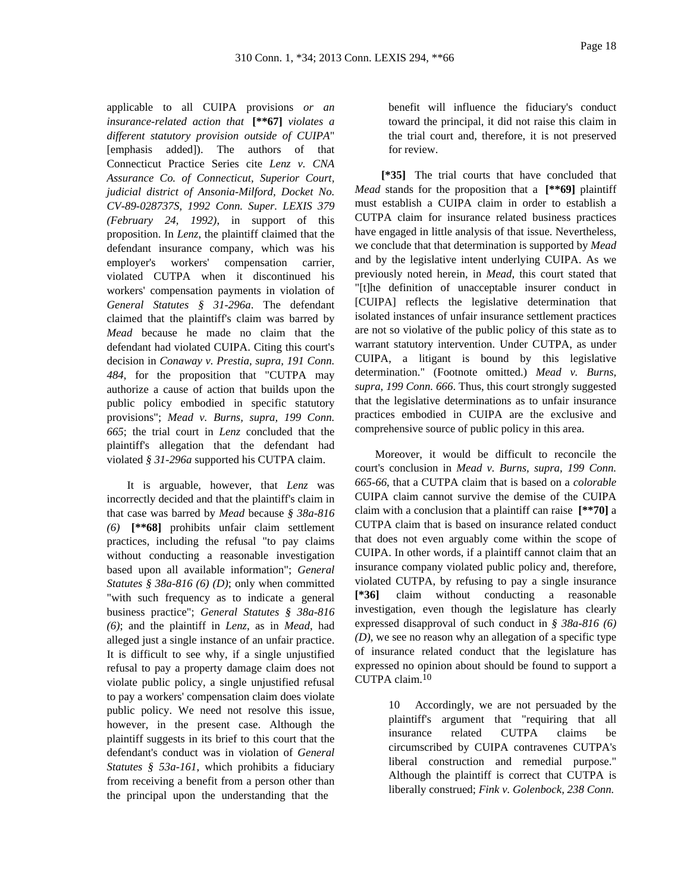applicable to all CUIPA provisions *or an insurance-related action that* **[**67]** *violates a different statutory provision outside of CUIPA*" [emphasis added]). The authors of that Connecticut Practice Series cite *Lenz v. CNA Assurance Co. of Connecticut, Superior Court, judicial district of Ansonia-Milford, Docket No. CV-89-028737S, 1992 Conn. Super. LEXIS 379 (February 24, 1992)*, in support of this proposition. In *Lenz*, the plaintiff claimed that the defendant insurance company, which was his employer's workers' compensation carrier, violated CUTPA when it discontinued his workers' compensation payments in violation of *General Statutes § 31-296a*. The defendant claimed that the plaintiff's claim was barred by *Mead* because he made no claim that the defendant had violated CUIPA. Citing this court's decision in *Conaway v. Prestia, supra, 191 Conn. 484*, for the proposition that "CUTPA may authorize a cause of action that builds upon the public policy embodied in specific statutory provisions"; *Mead v. Burns, supra, 199 Conn. 665*; the trial court in *Lenz* concluded that the plaintiff's allegation that the defendant had violated *§ 31-296a* supported his CUTPA claim.

It is arguable, however, that *Lenz* was incorrectly decided and that the plaintiff's claim in that case was barred by *Mead* because *§ 38a-816 (6)* **[**68]** prohibits unfair claim settlement practices, including the refusal "to pay claims without conducting a reasonable investigation based upon all available information"; *General Statutes § 38a-816 (6) (D)*; only when committed "with such frequency as to indicate a general business practice"; *General Statutes § 38a-816 (6)*; and the plaintiff in *Lenz*, as in *Mead*, had alleged just a single instance of an unfair practice. It is difficult to see why, if a single unjustified refusal to pay a property damage claim does not violate public policy, a single unjustified refusal to pay a workers' compensation claim does violate public policy. We need not resolve this issue, however, in the present case. Although the plaintiff suggests in its brief to this court that the defendant's conduct was in violation of *General Statutes § 53a-161*, which prohibits a fiduciary from receiving a benefit from a person other than the principal upon the understanding that the benefit will influence the fiduciary's conduct toward the principal, it did not raise this claim in the trial court and, therefore, it is not preserved for review.

**[*35]** The trial courts that have concluded that *Mead* stands for the proposition that a **[**69]** plaintiff must establish a CUIPA claim in order to establish a CUTPA claim for insurance related business practices have engaged in little analysis of that issue. Nevertheless, we conclude that that determination is supported by *Mead* and by the legislative intent underlying CUIPA. As we previously noted herein, in *Mead*, this court stated that "[t]he definition of unacceptable insurer conduct in [CUIPA] reflects the legislative determination that isolated instances of unfair insurance settlement practices are not so violative of the public policy of this state as to warrant statutory intervention. Under CUTPA, as under CUIPA, a litigant is bound by this legislative determination." (Footnote omitted.) *Mead v. Burns, supra, 199 Conn. 666*. Thus, this court strongly suggested that the legislative determinations as to unfair insurance practices embodied in CUIPA are the exclusive and comprehensive source of public policy in this area.

Moreover, it would be difficult to reconcile the court's conclusion in *Mead v. Burns, supra, 199 Conn. 665-66*, that a CUTPA claim that is based on a *colorable* CUIPA claim cannot survive the demise of the CUIPA claim with a conclusion that a plaintiff can raise **[**70]** a CUTPA claim that is based on insurance related conduct that does not even arguably come within the scope of CUIPA. In other words, if a plaintiff cannot claim that an insurance company violated public policy and, therefore, violated CUTPA, by refusing to pay a single insurance **[*36]** claim without conducting a reasonable investigation, even though the legislature has clearly expressed disapproval of such conduct in *§ 38a-816 (6) (D)*, we see no reason why an allegation of a specific type of insurance related conduct that the legislature has expressed no opinion about should be found to support a CUTPA claim.[10]

10 Accordingly, we are not persuaded by the plaintiff's argument that "requiring that all insurance related CUTPA claims be circumscribed by CUIPA contravenes CUTPA's liberal construction and remedial purpose." Although the plaintiff is correct that CUTPA is liberally construed; *Fink v. Golenbock, 238 Conn.*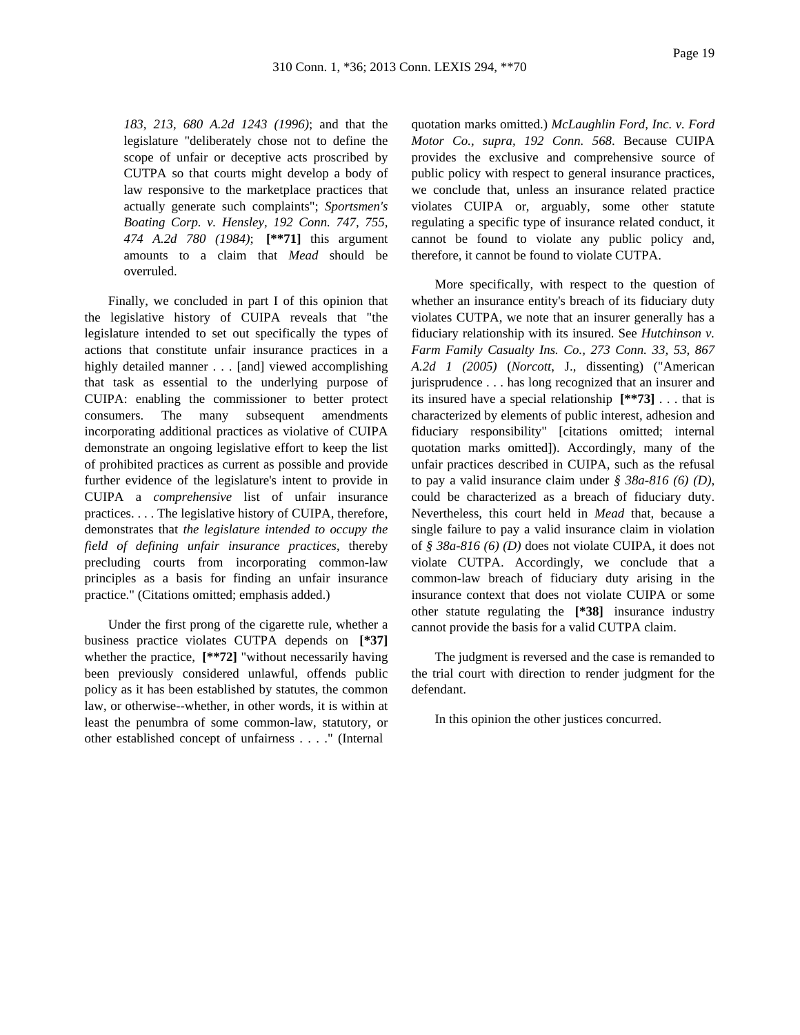183, 213, 680 A.2d 1243 (1996)*; and that the legislature "deliberately chose not to define the scope of unfair or deceptive acts proscribed by CUTPA so that courts might develop a body of law responsive to the marketplace practices that actually generate such complaints"; *Sportsmen's Boating Corp. v. Hensley, 192 Conn. 747, 755, 474 A.2d 780 (1984)*; **[**71]** this argument amounts to a claim that *Mead* should be overruled.

Finally, we concluded in part I of this opinion that the legislative history of CUIPA reveals that "the legislature intended to set out specifically the types of actions that constitute unfair insurance practices in a highly detailed manner . . . [and] viewed accomplishing that task as essential to the underlying purpose of CUIPA: enabling the commissioner to better protect consumers. The many subsequent amendments incorporating additional practices as violative of CUIPA demonstrate an ongoing legislative effort to keep the list of prohibited practices as current as possible and provide further evidence of the legislature's intent to provide in CUIPA a *comprehensive* list of unfair insurance practices. . . . The legislative history of CUIPA, therefore, demonstrates that *the legislature intended to occupy the field of defining unfair insurance practices*, thereby precluding courts from incorporating common-law principles as a basis for finding an unfair insurance practice." (Citations omitted; emphasis added.)

Under the first prong of the cigarette rule, whether a business practice violates CUTPA depends on **[*37]** whether the practice, **[**72]** "without necessarily having been previously considered unlawful, offends public policy as it has been established by statutes, the common law, or otherwise--whether, in other words, it is within at least the penumbra of some common-law, statutory, or other established concept of unfairness . . . ." (Internal quotation marks omitted.) *McLaughlin Ford, Inc. v. Ford Motor Co., supra, 192 Conn. 568*. Because CUIPA provides the exclusive and comprehensive source of public policy with respect to general insurance practices, we conclude that, unless an insurance related practice violates CUIPA or, arguably, some other statute regulating a specific type of insurance related conduct, it cannot be found to violate any public policy and, therefore, it cannot be found to violate CUTPA.

More specifically, with respect to the question of whether an insurance entity's breach of its fiduciary duty violates CUTPA, we note that an insurer generally has a fiduciary relationship with its insured. See *Hutchinson v. Farm Family Casualty Ins. Co., 273 Conn. 33, 53, 867 A.2d 1 (2005)* (*Norcott*, J., dissenting) ("American jurisprudence . . . has long recognized that an insurer and its insured have a special relationship **[**73]** . . . that is characterized by elements of public interest, adhesion and fiduciary responsibility" [citations omitted; internal quotation marks omitted]). Accordingly, many of the unfair practices described in CUIPA, such as the refusal to pay a valid insurance claim under *§ 38a-816 (6) (D)*, could be characterized as a breach of fiduciary duty. Nevertheless, this court held in *Mead* that, because a single failure to pay a valid insurance claim in violation of *§ 38a-816 (6) (D)* does not violate CUIPA, it does not violate CUTPA. Accordingly, we conclude that a common-law breach of fiduciary duty arising in the insurance context that does not violate CUIPA or some other statute regulating the **[*38]** insurance industry cannot provide the basis for a valid CUTPA claim.

The judgment is reversed and the case is remanded to the trial court with direction to render judgment for the defendant.

In this opinion the other justices concurred.